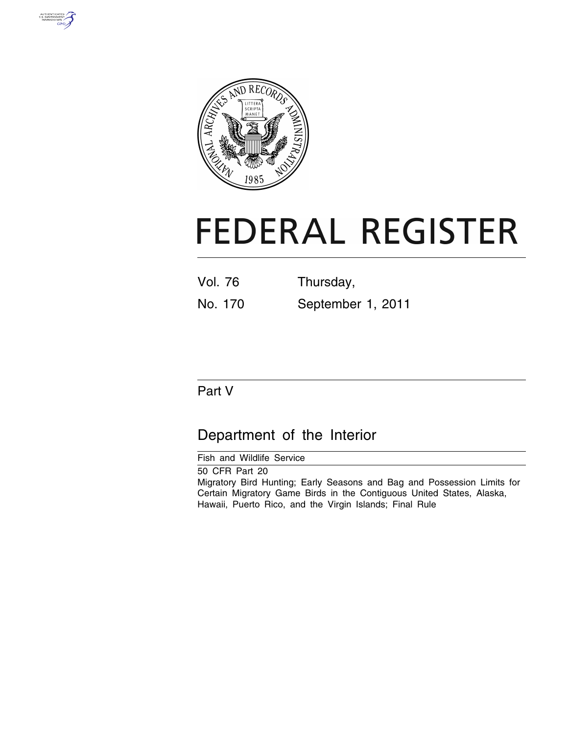# FEDERAL REGISTER

Vol. 76 Thursday,

No. 170 September 1, 2011

## Part V

## Department of the Interior

Fish and Wildlife Service

50 CFR Part 20

Migratory Bird Hunting; Early Seasons and Bag and Possession Limits for Certain Migratory Game Birds in the Contiguous United States, Alaska, Hawaii, Puerto Rico, and the Virgin Islands; Final Rule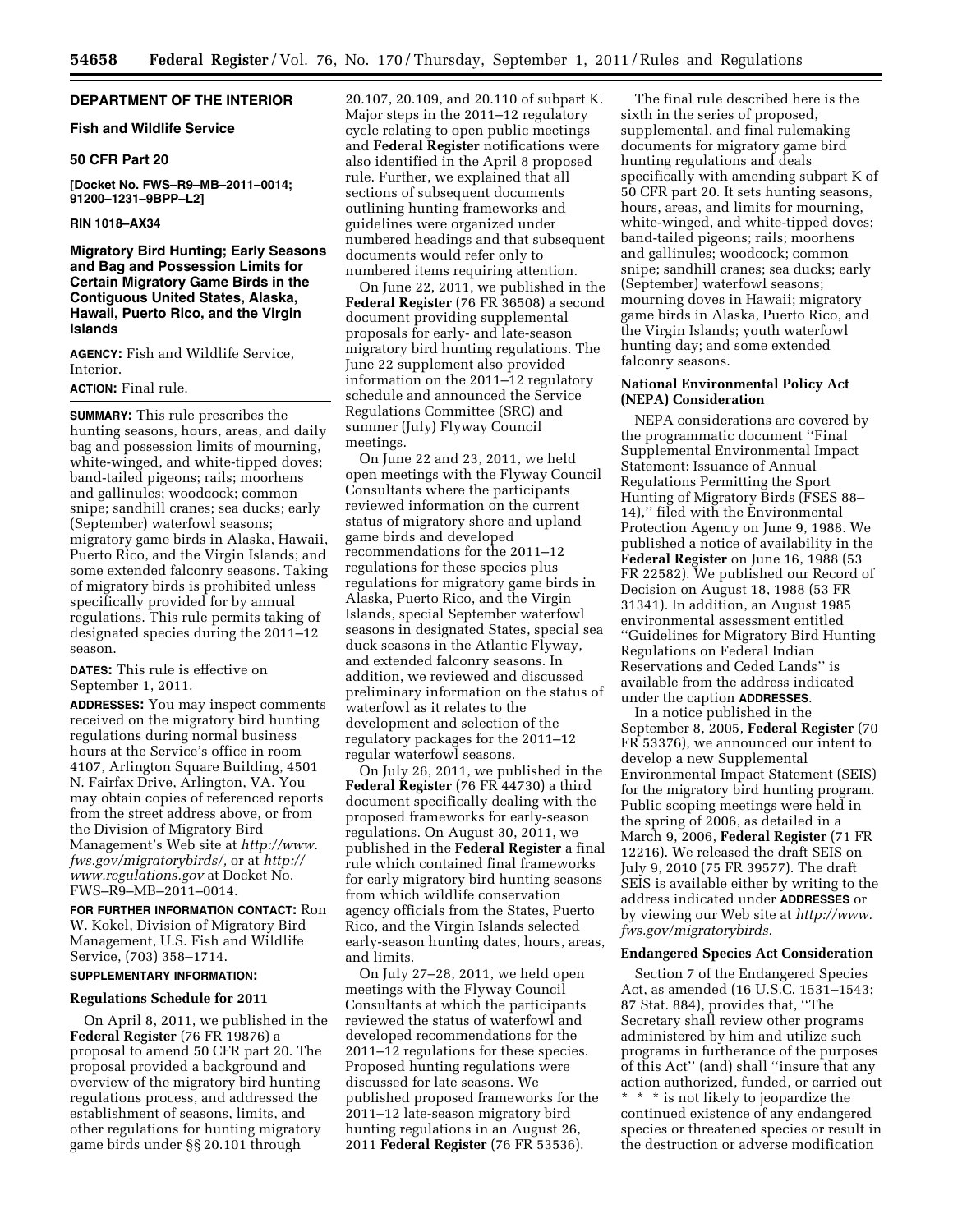**DEPARTMENT OF THE INTERIOR**

**Fish and Wildlife Service**

**50 CFR Part 20**

**[Docket No. FWS–R9–MB–2011–0014; 91200–1231–9BPP–L2]**

**RIN 1018–AX34**

# Migratory Bird Hunting; Early Seasons and Bag and Possession Limits for Certain Migratory Game Birds in the Contiguous United States, Alaska, Hawaii, Puerto Rico, and the Virgin Islands

**AGENCY:** Fish and Wildlife Service, Interior.

**ACTION:** Final rule.

**SUMMARY:** This rule prescribes the hunting seasons, hours, areas, and daily bag and possession limits of mourning, white-winged, and white-tipped doves; band-tailed pigeons; rails; moorhens and gallinules; woodcock; common snipe; sandhill cranes; sea ducks; early (September) waterfowl seasons; migratory game birds in Alaska, Hawaii, Puerto Rico, and the Virgin Islands; and some extended falconry seasons. Taking of migratory birds is prohibited unless specifically provided for by annual regulations. This rule permits taking of designated species during the 2011–12 season.

**DATES:** This rule is effective on September 1, 2011.

**ADDRESSES:** You may inspect comments received on the migratory bird hunting regulations during normal business hours at the Service's office in room 4107, Arlington Square Building, 4501 N. Fairfax Drive, Arlington, VA. You may obtain copies of referenced reports from the street address above, or from the Division of Migratory Bird Management's Web site at *http://www.fws.gov/migratorybirds/,* or at *http://www.regulations.gov* at Docket No. FWS–R9–MB–2011–0014.

**FOR FURTHER INFORMATION CONTACT:** Ron W. Kokel, Division of Migratory Bird Management, U.S. Fish and Wildlife Service, (703) 358–1714.

**SUPPLEMENTARY INFORMATION:**

## Regulations Schedule for 2011

On April 8, 2011, we published in the **Federal Register** (76 FR 19876) a proposal to amend 50 CFR part 20. The proposal provided a background and overview of the migratory bird hunting regulations process, and addressed the establishment of seasons, limits, and other regulations for hunting migratory game birds under §§ 20.101 through 20.107, 20.109, and 20.110 of subpart K. Major steps in the 2011–12 regulatory cycle relating to open public meetings and **Federal Register** notifications were also identified in the April 8 proposed rule. Further, we explained that all sections of subsequent documents outlining hunting frameworks and guidelines were organized under numbered headings and that subsequent documents would refer only to numbered items requiring attention.

On June 22, 2011, we published in the **Federal Register** (76 FR 36508) a second document providing supplemental proposals for early- and late-season migratory bird hunting regulations. The June 22 supplement also provided information on the 2011–12 regulatory schedule and announced the Service Regulations Committee (SRC) and summer (July) Flyway Council meetings.

On June 22 and 23, 2011, we held open meetings with the Flyway Council Consultants where the participants reviewed information on the current status of migratory shore and upland game birds and developed recommendations for the 2011–12 regulations for these species plus regulations for migratory game birds in Alaska, Puerto Rico, and the Virgin Islands, special September waterfowl seasons in designated States, special sea duck seasons in the Atlantic Flyway, and extended falconry seasons. In addition, we reviewed and discussed preliminary information on the status of waterfowl as it relates to the development and selection of the regulatory packages for the 2011–12 regular waterfowl seasons.

On July 26, 2011, we published in the **Federal Register** (76 FR 44730) a third document specifically dealing with the proposed frameworks for early-season regulations. On August 30, 2011, we published in the **Federal Register** a final rule which contained final frameworks for early migratory bird hunting seasons from which wildlife conservation agency officials from the States, Puerto Rico, and the Virgin Islands selected early-season hunting dates, hours, areas, and limits.

On July 27–28, 2011, we held open meetings with the Flyway Council Consultants at which the participants reviewed the status of waterfowl and developed recommendations for the 2011–12 regulations for these species. Proposed hunting regulations were discussed for late seasons. We published proposed frameworks for the 2011–12 late-season migratory bird hunting regulations in an August 26, 2011 **Federal Register** (76 FR 53536).

The final rule described here is the sixth in the series of proposed, supplemental, and final rulemaking documents for migratory game bird hunting regulations and deals specifically with amending subpart K of 50 CFR part 20. It sets hunting seasons, hours, areas, and limits for mourning, white-winged, and white-tipped doves; band-tailed pigeons; rails; moorhens and gallinules; woodcock; common snipe; sandhill cranes; sea ducks; early (September) waterfowl seasons; mourning doves in Hawaii; migratory game birds in Alaska, Puerto Rico, and the Virgin Islands; youth waterfowl hunting day; and some extended falconry seasons.

## National Environmental Policy Act (NEPA) Consideration

NEPA considerations are covered by the programmatic document ''Final Supplemental Environmental Impact Statement: Issuance of Annual Regulations Permitting the Sport Hunting of Migratory Birds (FSES 88–14),'' filed with the Environmental Protection Agency on June 9, 1988. We published a notice of availability in the **Federal Register** on June 16, 1988 (53 FR 22582). We published our Record of Decision on August 18, 1988 (53 FR 31341). In addition, an August 1985 environmental assessment entitled ''Guidelines for Migratory Bird Hunting Regulations on Federal Indian Reservations and Ceded Lands'' is available from the address indicated under the caption **ADDRESSES**.

In a notice published in the September 8, 2005, **Federal Register** (70 FR 53376), we announced our intent to develop a new Supplemental Environmental Impact Statement (SEIS) for the migratory bird hunting program. Public scoping meetings were held in the spring of 2006, as detailed in a March 9, 2006, **Federal Register** (71 FR 12216). We released the draft SEIS on July 9, 2010 (75 FR 39577). The draft SEIS is available either by writing to the address indicated under **ADDRESSES** or by viewing our Web site at *http://www.fws.gov/migratorybirds.*

## Endangered Species Act Consideration

Section 7 of the Endangered Species Act, as amended (16 U.S.C. 1531–1543; 87 Stat. 884), provides that, ''The Secretary shall review other programs administered by him and utilize such programs in furtherance of the purposes of this Act'' (and) shall ''insure that any action authorized, funded, or carried out * * * is not likely to jeopardize the continued existence of any endangered species or threatened species or result in the destruction or adverse modification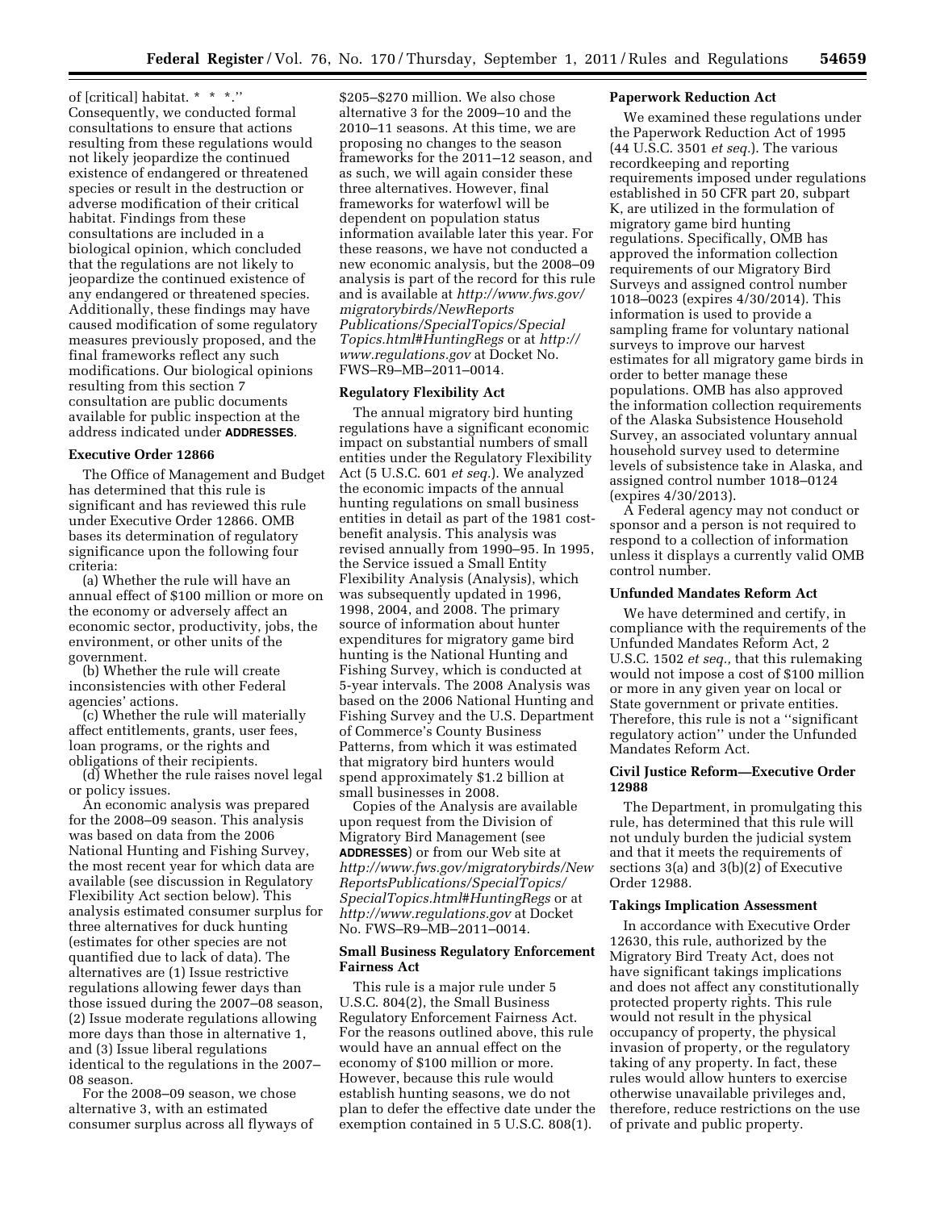of [critical] habitat. * * *.'' Consequently, we conducted formal consultations to ensure that actions resulting from these regulations would not likely jeopardize the continued existence of endangered or threatened species or result in the destruction or adverse modification of their critical habitat. Findings from these consultations are included in a biological opinion, which concluded that the regulations are not likely to jeopardize the continued existence of any endangered or threatened species. Additionally, these findings may have caused modification of some regulatory measures previously proposed, and the final frameworks reflect any such modifications. Our biological opinions resulting from this section 7 consultation are public documents available for public inspection at the address indicated under **ADDRESSES**.

**Executive Order 12866**

The Office of Management and Budget has determined that this rule is significant and has reviewed this rule under Executive Order 12866. OMB bases its determination of regulatory significance upon the following four criteria:

(a) Whether the rule will have an annual effect of $100 million or more on the economy or adversely affect an economic sector, productivity, jobs, the environment, or other units of the government.

(b) Whether the rule will create inconsistencies with other Federal agencies' actions.

(c) Whether the rule will materially affect entitlements, grants, user fees, loan programs, or the rights and obligations of their recipients.

(d) Whether the rule raises novel legal or policy issues.

An economic analysis was prepared for the 2008–09 season. This analysis was based on data from the 2006 National Hunting and Fishing Survey, the most recent year for which data are available (see discussion in Regulatory Flexibility Act section below). This analysis estimated consumer surplus for three alternatives for duck hunting (estimates for other species are not quantified due to lack of data). The alternatives are (1) Issue restrictive regulations allowing fewer days than those issued during the 2007–08 season, (2) Issue moderate regulations allowing more days than those in alternative 1, and (3) Issue liberal regulations identical to the regulations in the 2007–08 season.

For the 2008–09 season, we chose alternative 3, with an estimated consumer surplus across all flyways of $205–$270 million. We also chose alternative 3 for the 2009–10 and the 2010–11 seasons. At this time, we are proposing no changes to the season frameworks for the 2011–12 season, and as such, we will again consider these three alternatives. However, final frameworks for waterfowl will be dependent on population status information available later this year. For these reasons, we have not conducted a new economic analysis, but the 2008–09 analysis is part of the record for this rule and is available at *http://www.fws.gov/migratorybirds/NewReportsPublications/SpecialTopics/SpecialTopics.html#HuntingRegs* or at *http://www.regulations.gov* at Docket No. FWS–R9–MB–2011–0014.

**Regulatory Flexibility Act**

The annual migratory bird hunting regulations have a significant economic impact on substantial numbers of small entities under the Regulatory Flexibility Act (5 U.S.C. 601 *et seq.*). We analyzed the economic impacts of the annual hunting regulations on small business entities in detail as part of the 1981 cost-benefit analysis. This analysis was revised annually from 1990–95. In 1995, the Service issued a Small Entity Flexibility Analysis (Analysis), which was subsequently updated in 1996, 1998, 2004, and 2008. The primary source of information about hunter expenditures for migratory game bird hunting is the National Hunting and Fishing Survey, which is conducted at 5-year intervals. The 2008 Analysis was based on the 2006 National Hunting and Fishing Survey and the U.S. Department of Commerce's County Business Patterns, from which it was estimated that migratory bird hunters would spend approximately $1.2 billion at small businesses in 2008.

Copies of the Analysis are available upon request from the Division of Migratory Bird Management (see **ADDRESSES**) or from our Web site at *http://www.fws.gov/migratorybirds/NewReportsPublications/SpecialTopics/SpecialTopics.html#HuntingRegs* or at *http://www.regulations.gov* at Docket No. FWS–R9–MB–2011–0014.

**Small Business Regulatory Enforcement Fairness Act**

This rule is a major rule under 5 U.S.C. 804(2), the Small Business Regulatory Enforcement Fairness Act. For the reasons outlined above, this rule would have an annual effect on the economy of $100 million or more. However, because this rule would establish hunting seasons, we do not plan to defer the effective date under the exemption contained in 5 U.S.C. 808(1).

**Paperwork Reduction Act**

We examined these regulations under the Paperwork Reduction Act of 1995 (44 U.S.C. 3501 *et seq.*). The various recordkeeping and reporting requirements imposed under regulations established in 50 CFR part 20, subpart K, are utilized in the formulation of migratory game bird hunting regulations. Specifically, OMB has approved the information collection requirements of our Migratory Bird Surveys and assigned control number 1018–0023 (expires 4/30/2014). This information is used to provide a sampling frame for voluntary national surveys to improve our harvest estimates for all migratory game birds in order to better manage these populations. OMB has also approved the information collection requirements of the Alaska Subsistence Household Survey, an associated voluntary annual household survey used to determine levels of subsistence take in Alaska, and assigned control number 1018–0124 (expires 4/30/2013).

A Federal agency may not conduct or sponsor and a person is not required to respond to a collection of information unless it displays a currently valid OMB control number.

**Unfunded Mandates Reform Act**

We have determined and certify, in compliance with the requirements of the Unfunded Mandates Reform Act, 2 U.S.C. 1502 *et seq.,* that this rulemaking would not impose a cost of $100 million or more in any given year on local or State government or private entities. Therefore, this rule is not a ''significant regulatory action'' under the Unfunded Mandates Reform Act.

**Civil Justice Reform—Executive Order 12988**

The Department, in promulgating this rule, has determined that this rule will not unduly burden the judicial system and that it meets the requirements of sections 3(a) and 3(b)(2) of Executive Order 12988.

**Takings Implication Assessment**

In accordance with Executive Order 12630, this rule, authorized by the Migratory Bird Treaty Act, does not have significant takings implications and does not affect any constitutionally protected property rights. This rule would not result in the physical occupancy of property, the physical invasion of property, or the regulatory taking of any property. In fact, these rules would allow hunters to exercise otherwise unavailable privileges and, therefore, reduce restrictions on the use of private and public property.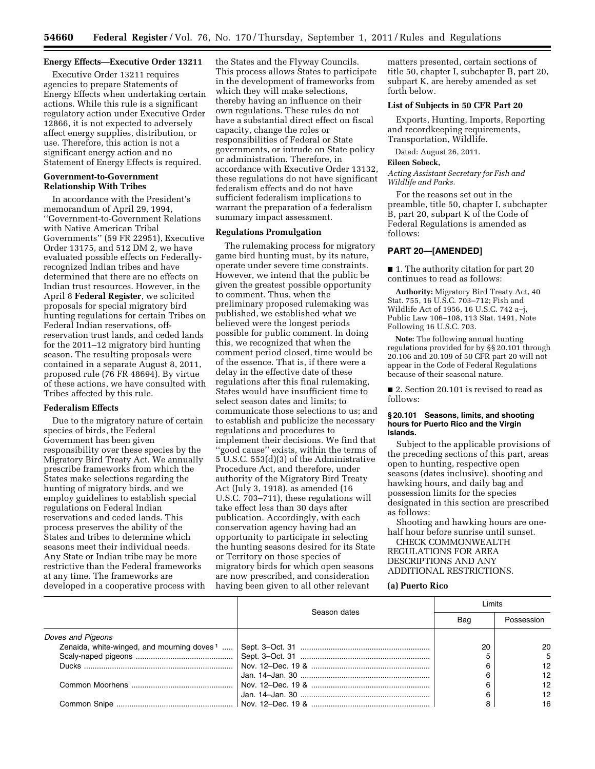**Energy Effects—Executive Order 13211**

Executive Order 13211 requires agencies to prepare Statements of Energy Effects when undertaking certain actions. While this rule is a significant regulatory action under Executive Order 12866, it is not expected to adversely affect energy supplies, distribution, or use. Therefore, this action is not a significant energy action and no Statement of Energy Effects is required.

**Government-to-Government Relationship With Tribes**

In accordance with the President's memorandum of April 29, 1994, "Government-to-Government Relations with Native American Tribal Governments" (59 FR 22951), Executive Order 13175, and 512 DM 2, we have evaluated possible effects on Federally-recognized Indian tribes and have determined that there are no effects on Indian trust resources. However, in the April 8 **Federal Register**, we solicited proposals for special migratory bird hunting regulations for certain Tribes on Federal Indian reservations, off-reservation trust lands, and ceded lands for the 2011–12 migratory bird hunting season. The resulting proposals were contained in a separate August 8, 2011, proposed rule (76 FR 48694). By virtue of these actions, we have consulted with Tribes affected by this rule.

**Federalism Effects**

Due to the migratory nature of certain species of birds, the Federal Government has been given responsibility over these species by the Migratory Bird Treaty Act. We annually prescribe frameworks from which the States make selections regarding the hunting of migratory birds, and we employ guidelines to establish special regulations on Federal Indian reservations and ceded lands. This process preserves the ability of the States and tribes to determine which seasons meet their individual needs. Any State or Indian tribe may be more restrictive than the Federal frameworks at any time. The frameworks are developed in a cooperative process with the States and the Flyway Councils. This process allows States to participate in the development of frameworks from which they will make selections, thereby having an influence on their own regulations. These rules do not have a substantial direct effect on fiscal capacity, change the roles or responsibilities of Federal or State governments, or intrude on State policy or administration. Therefore, in accordance with Executive Order 13132, these regulations do not have significant federalism effects and do not have sufficient federalism implications to warrant the preparation of a federalism summary impact assessment.

**Regulations Promulgation**

The rulemaking process for migratory game bird hunting must, by its nature, operate under severe time constraints. However, we intend that the public be given the greatest possible opportunity to comment. Thus, when the preliminary proposed rulemaking was published, we established what we believed were the longest periods possible for public comment. In doing this, we recognized that when the comment period closed, time would be of the essence. That is, if there were a delay in the effective date of these regulations after this final rulemaking, States would have insufficient time to select season dates and limits; to communicate those selections to us; and to establish and publicize the necessary regulations and procedures to implement their decisions. We find that "good cause" exists, within the terms of 5 U.S.C. 553(d)(3) of the Administrative Procedure Act, and therefore, under authority of the Migratory Bird Treaty Act (July 3, 1918), as amended (16 U.S.C. 703–711), these regulations will take effect less than 30 days after publication. Accordingly, with each conservation agency having had an opportunity to participate in selecting the hunting seasons desired for its State or Territory on those species of migratory birds for which open seasons are now prescribed, and consideration having been given to all other relevant matters presented, certain sections of title 50, chapter I, subchapter B, part 20, subpart K, are hereby amended as set forth below.

**List of Subjects in 50 CFR Part 20**

Exports, Hunting, Imports, Reporting and recordkeeping requirements, Transportation, Wildlife.

Dated: August 26, 2011.

**Eileen Sobeck,**

*Acting Assistant Secretary for Fish and Wildlife and Parks.*

For the reasons set out in the preamble, title 50, chapter I, subchapter B, part 20, subpart K of the Code of Federal Regulations is amended as follows:

## PART 20—[AMENDED]

■ 1. The authority citation for part 20 continues to read as follows:

**Authority:** Migratory Bird Treaty Act, 40 Stat. 755, 16 U.S.C. 703–712; Fish and Wildlife Act of 1956, 16 U.S.C. 742 a–j, Public Law 106–108, 113 Stat. 1491, Note Following 16 U.S.C. 703.

**Note:** The following annual hunting regulations provided for by §§ 20.101 through 20.106 and 20.109 of 50 CFR part 20 will not appear in the Code of Federal Regulations because of their seasonal nature.

■ 2. Section 20.101 is revised to read as follows:

**§ 20.101 Seasons, limits, and shooting hours for Puerto Rico and the Virgin Islands.**

Subject to the applicable provisions of the preceding sections of this part, areas open to hunting, respective open seasons (dates inclusive), shooting and hawking hours, and daily bag and possession limits for the species designated in this section are prescribed as follows:

Shooting and hawking hours are one-half hour before sunrise until sunset.

CHECK COMMONWEALTH REGULATIONS FOR AREA DESCRIPTIONS AND ANY ADDITIONAL RESTRICTIONS.

**(a) Puerto Rico**

| | Season dates | Limits | |
|---|---|---|---|
| | | Bag | Possession |
| *Doves and Pigeons* | | | |
| Zenaida, white-winged, and mourning doves [1] | Sept. 3–Oct. 31 | 20 | 20 |
| Scaly-naped pigeons | Sept. 3–Oct. 31 | 5 | 5 |
| Ducks | Nov. 12–Dec. 19 & | 6 | 12 |
| | Jan. 14–Jan. 30 | 6 | 12 |
| Common Moorhens | Nov. 12–Dec. 19 & | 6 | 12 |
| | Jan. 14–Jan. 30 | 6 | 12 |
| Common Snipe | Nov. 12–Dec. 19 & | 8 | 16 |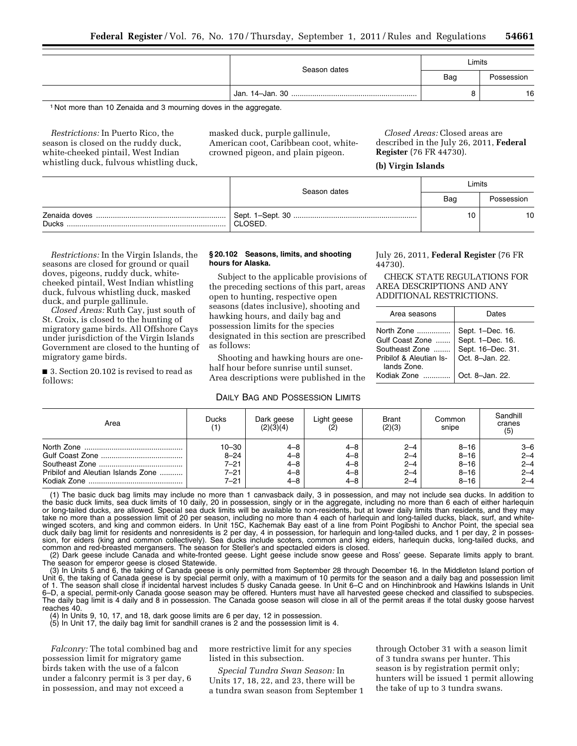| | Season dates | Limits | |
|---|---|---|---|
| | | Bag | Possession |
| | Jan. 14–Jan. 30 | 8 | 16 |

[1] Not more than 10 Zenaida and 3 mourning doves in the aggregate.

*Restrictions:* In Puerto Rico, the season is closed on the ruddy duck, white-cheeked pintail, West Indian whistling duck, fulvous whistling duck, masked duck, purple gallinule, American coot, Caribbean coot, white-crowned pigeon, and plain pigeon.

*Closed Areas:* Closed areas are described in the July 26, 2011, **Federal Register** (76 FR 44730).

**(b) Virgin Islands**

| | Season dates | Limits | |
|---|---|---|---|
| | | Bag | Possession |
| Zenaida doves | Sept. 1–Sept. 30 | 10 | 10 |
| Ducks | CLOSED. | | |

*Restrictions:* In the Virgin Islands, the seasons are closed for ground or quail doves, pigeons, ruddy duck, white-cheeked pintail, West Indian whistling duck, fulvous whistling duck, masked duck, and purple gallinule.

*Closed Areas:* Ruth Cay, just south of St. Croix, is closed to the hunting of migratory game birds. All Offshore Cays under jurisdiction of the Virgin Islands Government are closed to the hunting of migratory game birds.

■ 3. Section 20.102 is revised to read as follows:

**§ 20.102 Seasons, limits, and shooting hours for Alaska.**

Subject to the applicable provisions of the preceding sections of this part, areas open to hunting, respective open seasons (dates inclusive), shooting and hawking hours, and daily bag and possession limits for the species designated in this section are prescribed as follows:

Shooting and hawking hours are one-half hour before sunrise until sunset. Area descriptions were published in the July 26, 2011, **Federal Register** (76 FR 44730).

CHECK STATE REGULATIONS FOR AREA DESCRIPTIONS AND ANY ADDITIONAL RESTRICTIONS.

| Area seasons | Dates |
|---|---|
| North Zone | Sept. 1–Dec. 16. |
| Gulf Coast Zone | Sept. 1–Dec. 16. |
| Southeast Zone | Sept. 16–Dec. 31. |
| Pribilof & Aleutian Islands Zone. | Oct. 8–Jan. 22. |
| Kodiak Zone | Oct. 8–Jan. 22. |

DAILY BAG AND POSSESSION LIMITS

| Area | Ducks (1) | Dark geese (2)(3)(4) | Light geese (2) | Brant (2)(3) | Common snipe | Sandhill cranes (5) |
|---|---|---|---|---|---|---|
| North Zone | 10–30 | 4–8 | 4–8 | 2–4 | 8–16 | 3–6 |
| Gulf Coast Zone | 8–24 | 4–8 | 4–8 | 2–4 | 8–16 | 2–4 |
| Southeast Zone | 7–21 | 4–8 | 4–8 | 2–4 | 8–16 | 2–4 |
| Pribilof and Aleutian Islands Zone | 7–21 | 4–8 | 4–8 | 2–4 | 8–16 | 2–4 |
| Kodiak Zone | 7–21 | 4–8 | 4–8 | 2–4 | 8–16 | 2–4 |

(1) The basic duck bag limits may include no more than 1 canvasback daily, 3 in possession, and may not include sea ducks. In addition to the basic duck limits, sea duck limits of 10 daily, 20 in possession, singly or in the aggregate, including no more than 6 each of either harlequin or long-tailed ducks, are allowed. Special sea duck limits will be available to non-residents, but at lower daily limits than residents, and they may take no more than a possession limit of 20 per season, including no more than 4 each of harlequin and long-tailed ducks, black, surf, and white-winged scoters, and king and common eiders. In Unit 15C, Kachemak Bay east of a line from Point Pogibshi to Anchor Point, the special sea duck daily bag limit for residents and nonresidents is 2 per day, 4 in possession, for harlequin and long-tailed ducks, and 1 per day, 2 in possession, for eiders (king and common collectively). Sea ducks include scoters, common and king eiders, harlequin ducks, long-tailed ducks, and common and red-breasted mergansers. The season for Steller's and spectacled eiders is closed.

(2) Dark geese include Canada and white-fronted geese. Light geese include snow geese and Ross' geese. Separate limits apply to brant. The season for emperor geese is closed Statewide.

(3) In Units 5 and 6, the taking of Canada geese is only permitted from September 28 through December 16. In the Middleton Island portion of Unit 6, the taking of Canada geese is by special permit only, with a maximum of 10 permits for the season and a daily bag and possession limit of 1. The season shall close if incidental harvest includes 5 dusky Canada geese. In Unit 6–C and on Hinchinbrook and Hawkins Islands in Unit 6–D, a special, permit-only Canada goose season may be offered. Hunters must have all harvested geese checked and classified to subspecies. The daily bag limit is 4 daily and 8 in possession. The Canada goose season will close in all of the permit areas if the total dusky goose harvest reaches 40.

(4) In Units 9, 10, 17, and 18, dark goose limits are 6 per day, 12 in possession.

(5) In Unit 17, the daily bag limit for sandhill cranes is 2 and the possession limit is 4.

*Falconry:* The total combined bag and possession limit for migratory game birds taken with the use of a falcon under a falconry permit is 3 per day, 6 in possession, and may not exceed a more restrictive limit for any species listed in this subsection.

*Special Tundra Swan Season:* In Units 17, 18, 22, and 23, there will be a tundra swan season from September 1 through October 31 with a season limit of 3 tundra swans per hunter. This season is by registration permit only; hunters will be issued 1 permit allowing the take of up to 3 tundra swans.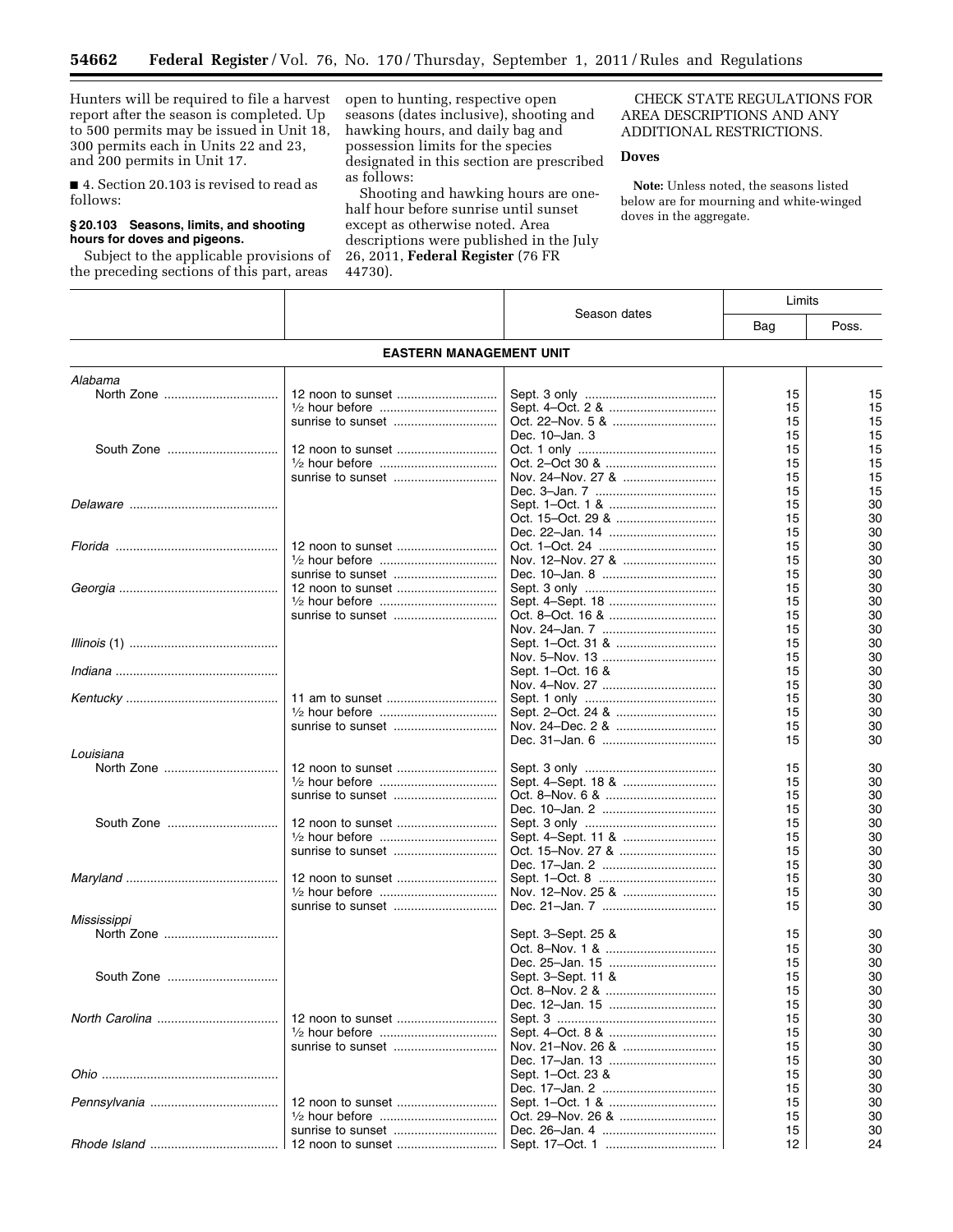Hunters will be required to file a harvest report after the season is completed. Up to 500 permits may be issued in Unit 18, 300 permits each in Units 22 and 23, and 200 permits in Unit 17.

■ 4. Section 20.103 is revised to read as follows:

### § 20.103 Seasons, limits, and shooting hours for doves and pigeons.

Subject to the applicable provisions of the preceding sections of this part, areas open to hunting, respective open seasons (dates inclusive), shooting and hawking hours, and daily bag and possession limits for the species designated in this section are prescribed as follows:

Shooting and hawking hours are one-half hour before sunrise until sunset except as otherwise noted. Area descriptions were published in the July 26, 2011, **Federal Register** (76 FR 44730).

CHECK STATE REGULATIONS FOR AREA DESCRIPTIONS AND ANY ADDITIONAL RESTRICTIONS.

**Doves**

**Note:** Unless noted, the seasons listed below are for mourning and white-winged doves in the aggregate.

| | | Season dates | Limits | |
|---|---|---|---|---|
| | | | Bag | Poss. |
| **EASTERN MANAGEMENT UNIT** | | | | |
| *Alabama* | | | | |
| North Zone | 12 noon to sunset | Sept. 3 only | 15 | 15 |
| | ½ hour before | Sept. 4–Oct. 2 & | 15 | 15 |
| | sunrise to sunset | Oct. 22–Nov. 5 & | 15 | 15 |
| | | Dec. 10–Jan. 3 | 15 | 15 |
| South Zone | 12 noon to sunset | Oct. 1 only | 15 | 15 |
| | ½ hour before | Oct. 2–Oct 30 & | 15 | 15 |
| | sunrise to sunset | Nov. 24–Nov. 27 & | 15 | 15 |
| | | Dec. 3–Jan. 7 | 15 | 15 |
| *Delaware* | | Sept. 1–Oct. 1 & | 15 | 30 |
| | | Oct. 15–Oct. 29 & | 15 | 30 |
| | | Dec. 22–Jan. 14 | 15 | 30 |
| *Florida* | 12 noon to sunset | Oct. 1–Oct. 24 | 15 | 30 |
| | ½ hour before | Nov. 12–Nov. 27 & | 15 | 30 |
| | sunrise to sunset | Dec. 10–Jan. 8 | 15 | 30 |
| *Georgia* | 12 noon to sunset | Sept. 3 only | 15 | 30 |
| | ½ hour before | Sept. 4–Sept. 18 | 15 | 30 |
| | sunrise to sunset | Oct. 8–Oct. 16 & | 15 | 30 |
| | | Nov. 24–Jan. 7 | 15 | 30 |
| *Illinois* (1) | | Sept. 1–Oct. 31 & | 15 | 30 |
| | | Nov. 5–Nov. 13 | 15 | 30 |
| *Indiana* | | Sept. 1–Oct. 16 & | 15 | 30 |
| | | Nov. 4–Nov. 27 | 15 | 30 |
| *Kentucky* | 11 am to sunset | Sept. 1 only | 15 | 30 |
| | ½ hour before | Sept. 2–Oct. 24 & | 15 | 30 |
| | sunrise to sunset | Nov. 24–Dec. 2 & | 15 | 30 |
| | | Dec. 31–Jan. 6 | 15 | 30 |
| *Louisiana* | | | | |
| North Zone | 12 noon to sunset | Sept. 3 only | 15 | 30 |
| | ½ hour before | Sept. 4–Sept. 18 & | 15 | 30 |
| | sunrise to sunset | Oct. 8–Nov. 6 & | 15 | 30 |
| | | Dec. 10–Jan. 2 | 15 | 30 |
| South Zone | 12 noon to sunset | Sept. 3 only | 15 | 30 |
| | ½ hour before | Sept. 4–Sept. 11 & | 15 | 30 |
| | sunrise to sunset | Oct. 15–Nov. 27 & | 15 | 30 |
| | | Dec. 17–Jan. 2 | 15 | 30 |
| *Maryland* | 12 noon to sunset | Sept. 1–Oct. 8 | 15 | 30 |
| | ½ hour before | Nov. 12–Nov. 25 & | 15 | 30 |
| | sunrise to sunset | Dec. 21–Jan. 7 | 15 | 30 |
| *Mississippi* | | | | |
| North Zone | | Sept. 3–Sept. 25 & | 15 | 30 |
| | | Oct. 8–Nov. 1 & | 15 | 30 |
| | | Dec. 25–Jan. 15 | 15 | 30 |
| South Zone | | Sept. 3–Sept. 11 & | 15 | 30 |
| | | Oct. 8–Nov. 2 & | 15 | 30 |
| | | Dec. 12–Jan. 15 | 15 | 30 |
| *North Carolina* | 12 noon to sunset | Sept. 3 | 15 | 30 |
| | ½ hour before | Sept. 4–Oct. 8 & | 15 | 30 |
| | sunrise to sunset | Nov. 21–Nov. 26 & | 15 | 30 |
| | | Dec. 17–Jan. 13 | 15 | 30 |
| *Ohio* | | Sept. 1–Oct. 23 & | 15 | 30 |
| | | Dec. 17–Jan. 2 | 15 | 30 |
| *Pennsylvania* | 12 noon to sunset | Sept. 1–Oct. 1 & | 15 | 30 |
| | ½ hour before | Oct. 29–Nov. 26 & | 15 | 30 |
| | sunrise to sunset | Dec. 26–Jan. 4 | 15 | 30 |
| *Rhode Island* | 12 noon to sunset | Sept. 17–Oct. 1 | 12 | 24 |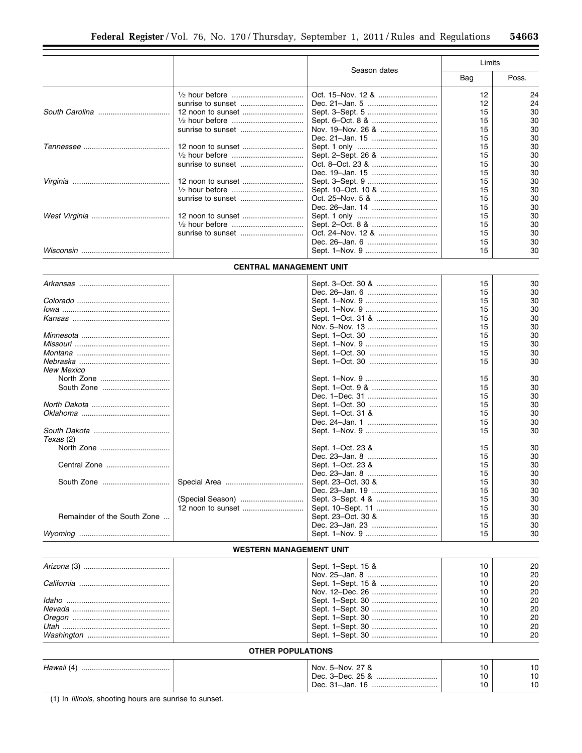| | | Season dates | Limits | |
|---|---|---|---|---|
| | | | Bag | Poss. |
| | ½ hour before | Oct. 15–Nov. 12 & | 12 | 24 |
| | sunrise to sunset | Dec. 21–Jan. 5 | 12 | 24 |
| *South Carolina* | 12 noon to sunset | Sept. 3–Sept. 5 | 15 | 30 |
| | ½ hour before | Sept. 6–Oct. 8 & | 15 | 30 |
| | sunrise to sunset | Nov. 19–Nov. 26 & | 15 | 30 |
| | | Dec. 21–Jan. 15 | 15 | 30 |
| *Tennessee* | 12 noon to sunset | Sept. 1 only | 15 | 30 |
| | ½ hour before | Sept. 2–Sept. 26 & | 15 | 30 |
| | sunrise to sunset | Oct. 8–Oct. 23 & | 15 | 30 |
| | | Dec. 19–Jan. 15 | 15 | 30 |
| *Virginia* | 12 noon to sunset | Sept. 3–Sept. 9 | 15 | 30 |
| | ½ hour before | Sept. 10–Oct. 10 & | 15 | 30 |
| | sunrise to sunset | Oct. 25–Nov. 5 & | 15 | 30 |
| | | Dec. 26–Jan. 14 | 15 | 30 |
| *West Virginia* | 12 noon to sunset | Sept. 1 only | 15 | 30 |
| | ½ hour before | Sept. 2–Oct. 8 & | 15 | 30 |
| | sunrise to sunset | Oct. 24–Nov. 12 & | 15 | 30 |
| | | Dec. 26–Jan. 6 | 15 | 30 |
| *Wisconsin* | | Sept. 1–Nov. 9 | 15 | 30 |
| **CENTRAL MANAGEMENT UNIT** | | | | |
| *Arkansas* | | Sept. 3–Oct. 30 & | 15 | 30 |
| | | Dec. 26–Jan. 6 | 15 | 30 |
| *Colorado* | | Sept. 1–Nov. 9 | 15 | 30 |
| *Iowa* | | Sept. 1–Nov. 9 | 15 | 30 |
| *Kansas* | | Sept. 1–Oct. 31 & | 15 | 30 |
| | | Nov. 5–Nov. 13 | 15 | 30 |
| *Minnesota* | | Sept. 1–Oct. 30 | 15 | 30 |
| *Missouri* | | Sept. 1–Nov. 9 | 15 | 30 |
| *Montana* | | Sept. 1–Oct. 30 | 15 | 30 |
| *Nebraska* | | Sept. 1–Oct. 30 | 15 | 30 |
| *New Mexico* | | | | |
| North Zone | | Sept. 1–Nov. 9 | 15 | 30 |
| South Zone | | Sept. 1–Oct. 9 & | 15 | 30 |
| | | Dec. 1–Dec. 31 | 15 | 30 |
| *North Dakota* | | Sept. 1–Oct. 30 | 15 | 30 |
| *Oklahoma* | | Sept. 1–Oct. 31 & | 15 | 30 |
| | | Dec. 24–Jan. 1 | 15 | 30 |
| *South Dakota* | | Sept. 1–Nov. 9 | 15 | 30 |
| *Texas* (2) | | | | |
| North Zone | | Sept. 1–Oct. 23 & | 15 | 30 |
| | | Dec. 23–Jan. 8 | 15 | 30 |
| Central Zone | | Sept. 1–Oct. 23 & | 15 | 30 |
| | | Dec. 23–Jan. 8 | 15 | 30 |
| South Zone | Special Area | Sept. 23–Oct. 30 & | 15 | 30 |
| | | Dec. 23–Jan. 19 | 15 | 30 |
| | (Special Season) | Sept. 3–Sept. 4 & | 15 | 30 |
| | 12 noon to sunset | Sept. 10–Sept. 11 | 15 | 30 |
| Remainder of the South Zone | | Sept. 23–Oct. 30 & | 15 | 30 |
| | | Dec. 23–Jan. 23 | 15 | 30 |
| *Wyoming* | | Sept. 1–Nov. 9 | 15 | 30 |
| **WESTERN MANAGEMENT UNIT** | | | | |
| *Arizona* (3) | | Sept. 1–Sept. 15 & | 10 | 20 |
| | | Nov. 25–Jan. 8 | 10 | 20 |
| *California* | | Sept. 1–Sept. 15 & | 10 | 20 |
| | | Nov. 12–Dec. 26 | 10 | 20 |
| *Idaho* | | Sept. 1–Sept. 30 | 10 | 20 |
| *Nevada* | | Sept. 1–Sept. 30 | 10 | 20 |
| *Oregon* | | Sept. 1–Sept. 30 | 10 | 20 |
| *Utah* | | Sept. 1–Sept. 30 | 10 | 20 |
| *Washington* | | Sept. 1–Sept. 30 | 10 | 20 |
| **OTHER POPULATIONS** | | | | |
| *Hawaii* (4) | | Nov. 5–Nov. 27 & | 10 | 10 |
| | | Dec. 3–Dec. 25 & | 10 | 10 |
| | | Dec. 31–Jan. 16 | 10 | 10 |

(1) In *Illinois,* shooting hours are sunrise to sunset.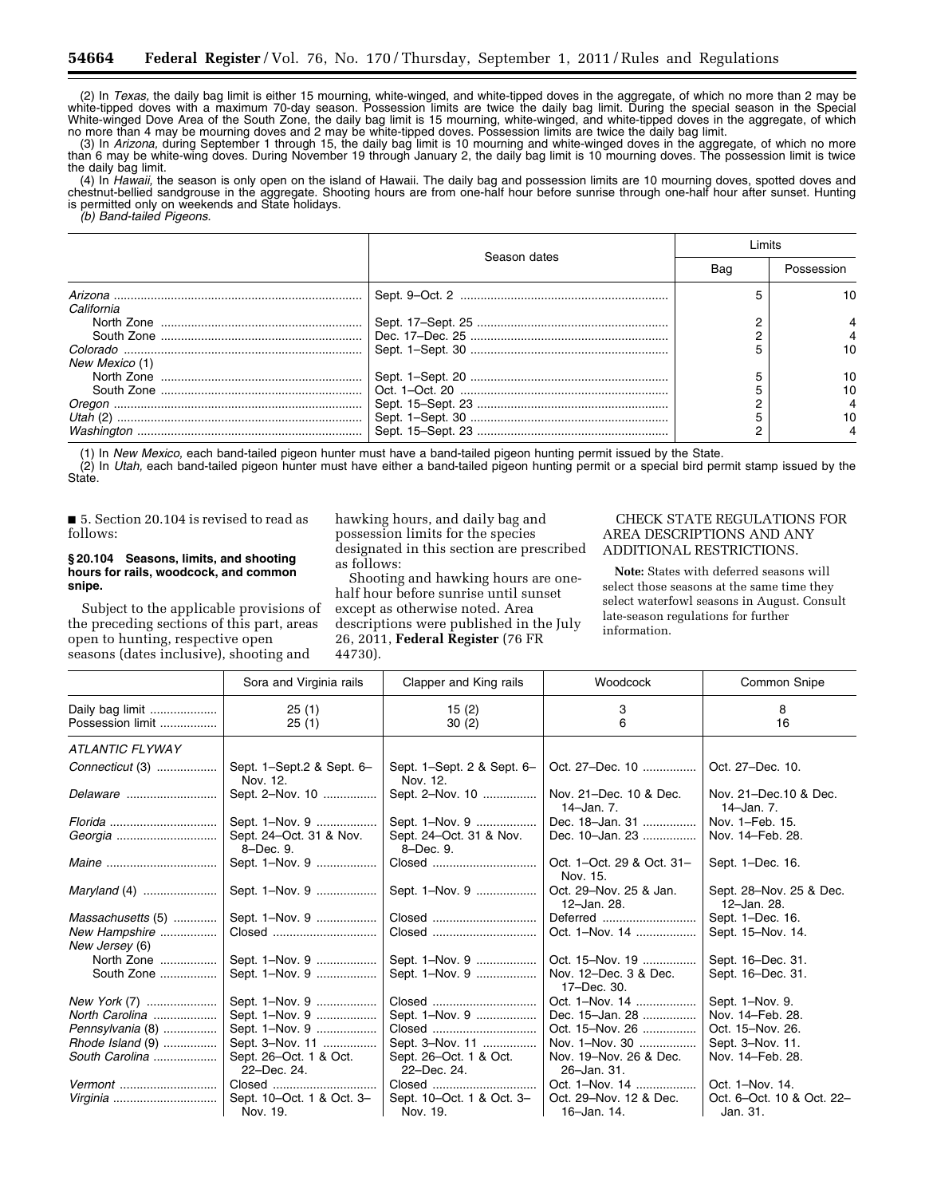(2) In *Texas,* the daily bag limit is either 15 mourning, white-winged, and white-tipped doves in the aggregate, of which no more than 2 may be white-tipped doves with a maximum 70-day season. Possession limits are twice the daily bag limit. During the special season in the Special White-winged Dove Area of the South Zone, the daily bag limit is 15 mourning, white-winged, and white-tipped doves in the aggregate, of which no more than 4 may be mourning doves and 2 may be white-tipped doves. Possession limits are twice the daily bag limit.

(3) In *Arizona,* during September 1 through 15, the daily bag limit is 10 mourning and white-winged doves in the aggregate, of which no more than 6 may be white-wing doves. During November 19 through January 2, the daily bag limit is 10 mourning doves. The possession limit is twice the daily bag limit.

(4) In *Hawaii,* the season is only open on the island of Hawaii. The daily bag and possession limits are 10 mourning doves, spotted doves and chestnut-bellied sandgrouse in the aggregate. Shooting hours are from one-half hour before sunrise through one-half hour after sunset. Hunting is permitted only on weekends and State holidays.

*(b) Band-tailed Pigeons.*

| | Season dates | Limits | |
|---|---|---|---|
| | | Bag | Possession |
| *Arizona* | Sept. 9–Oct. 2 | 5 | 10 |
| *California* | | | |
| North Zone | Sept. 17–Sept. 25 | 2 | 4 |
| South Zone | Dec. 17–Dec. 25 | 2 | 4 |
| *Colorado* | Sept. 1–Sept. 30 | 5 | 10 |
| *New Mexico* (1) | | | |
| North Zone | Sept. 1–Sept. 20 | 5 | 10 |
| South Zone | Oct. 1–Oct. 20 | 5 | 10 |
| *Oregon* | Sept. 15–Sept. 23 | 2 | 4 |
| *Utah* (2) | Sept. 1–Sept. 30 | 5 | 10 |
| *Washington* | Sept. 15–Sept. 23 | 2 | 4 |

(1) In *New Mexico,* each band-tailed pigeon hunter must have a band-tailed pigeon hunting permit issued by the State.

(2) In *Utah,* each band-tailed pigeon hunter must have either a band-tailed pigeon hunting permit or a special bird permit stamp issued by the State.

■ 5. Section 20.104 is revised to read as follows:

**§ 20.104 Seasons, limits, and shooting hours for rails, woodcock, and common snipe.**

Subject to the applicable provisions of the preceding sections of this part, areas open to hunting, respective open seasons (dates inclusive), shooting and hawking hours, and daily bag and possession limits for the species designated in this section are prescribed as follows:

Shooting and hawking hours are one-half hour before sunrise until sunset except as otherwise noted. Area descriptions were published in the July 26, 2011, **Federal Register** (76 FR 44730).

CHECK STATE REGULATIONS FOR AREA DESCRIPTIONS AND ANY ADDITIONAL RESTRICTIONS.

**Note:** States with deferred seasons will select those seasons at the same time they select waterfowl seasons in August. Consult late-season regulations for further information.

| | Sora and Virginia rails | Clapper and King rails | Woodcock | Common Snipe |
|---|---|---|---|---|
| Daily bag limit | 25 (1) | 15 (2) | 3 | 8 |
| Possession limit | 25 (1) | 30 (2) | 6 | 16 |
| *ATLANTIC FLYWAY* | | | | |
| *Connecticut* (3) | Sept. 1–Sept.2 & Sept. 6–Nov. 12. | Sept. 1–Sept. 2 & Sept. 6–Nov. 12. | Oct. 27–Dec. 10 | Oct. 27–Dec. 10. |
| *Delaware* | Sept. 2–Nov. 10 | Sept. 2–Nov. 10 | Nov. 21–Dec. 10 & Dec. 14–Jan. 7. | Nov. 21–Dec.10 & Dec. 14–Jan. 7. |
| *Florida* | Sept. 1–Nov. 9 | Sept. 1–Nov. 9 | Dec. 18–Jan. 31 | Nov. 1–Feb. 15. |
| *Georgia* | Sept. 24–Oct. 31 & Nov. 8–Dec. 9. | Sept. 24–Oct. 31 & Nov. 8–Dec. 9. | Dec. 10–Jan. 23 | Nov. 14–Feb. 28. |
| *Maine* | Sept. 1–Nov. 9 | Closed | Oct. 1–Oct. 29 & Oct. 31–Nov. 15. | Sept. 1–Dec. 16. |
| *Maryland* (4) | Sept. 1–Nov. 9 | Sept. 1–Nov. 9 | Oct. 29–Nov. 25 & Jan. 12–Jan. 28. | Sept. 28–Nov. 25 & Dec. 12–Jan. 28. |
| *Massachusetts* (5) | Sept. 1–Nov. 9 | Closed | Deferred | Sept. 1–Dec. 16. |
| *New Hampshire* | Closed | Closed | Oct. 1–Nov. 14 | Sept. 15–Nov. 14. |
| *New Jersey* (6) | | | | |
| North Zone | Sept. 1–Nov. 9 | Sept. 1–Nov. 9 | Oct. 15–Nov. 19 | Sept. 16–Dec. 31. |
| South Zone | Sept. 1–Nov. 9 | Sept. 1–Nov. 9 | Nov. 12–Dec. 3 & Dec. 17–Dec. 30. | Sept. 16–Dec. 31. |
| *New York* (7) | Sept. 1–Nov. 9 | Closed | Oct. 1–Nov. 14 | Sept. 1–Nov. 9. |
| *North Carolina* | Sept. 1–Nov. 9 | Sept. 1–Nov. 9 | Dec. 15–Jan. 28 | Nov. 14–Feb. 28. |
| *Pennsylvania* (8) | Sept. 1–Nov. 9 | Closed | Oct. 15–Nov. 26 | Oct. 15–Nov. 26. |
| *Rhode Island* (9) | Sept. 3–Nov. 11 | Sept. 3–Nov. 11 | Nov. 1–Nov. 30 | Sept. 3–Nov. 11. |
| *South Carolina* | Sept. 26–Oct. 1 & Oct. 22–Dec. 24. | Sept. 26–Oct. 1 & Oct. 22–Dec. 24. | Nov. 19–Nov. 26 & Dec. 26–Jan. 31. | Nov. 14–Feb. 28. |
| *Vermont* | Closed | Closed | Oct. 1–Nov. 14 | Oct. 1–Nov. 14. |
| *Virginia* | Sept. 10–Oct. 1 & Oct. 3–Nov. 19. | Sept. 10–Oct. 1 & Oct. 3–Nov. 19. | Oct. 29–Nov. 12 & Dec. 16–Jan. 14. | Oct. 6–Oct. 10 & Oct. 22–Jan. 31. |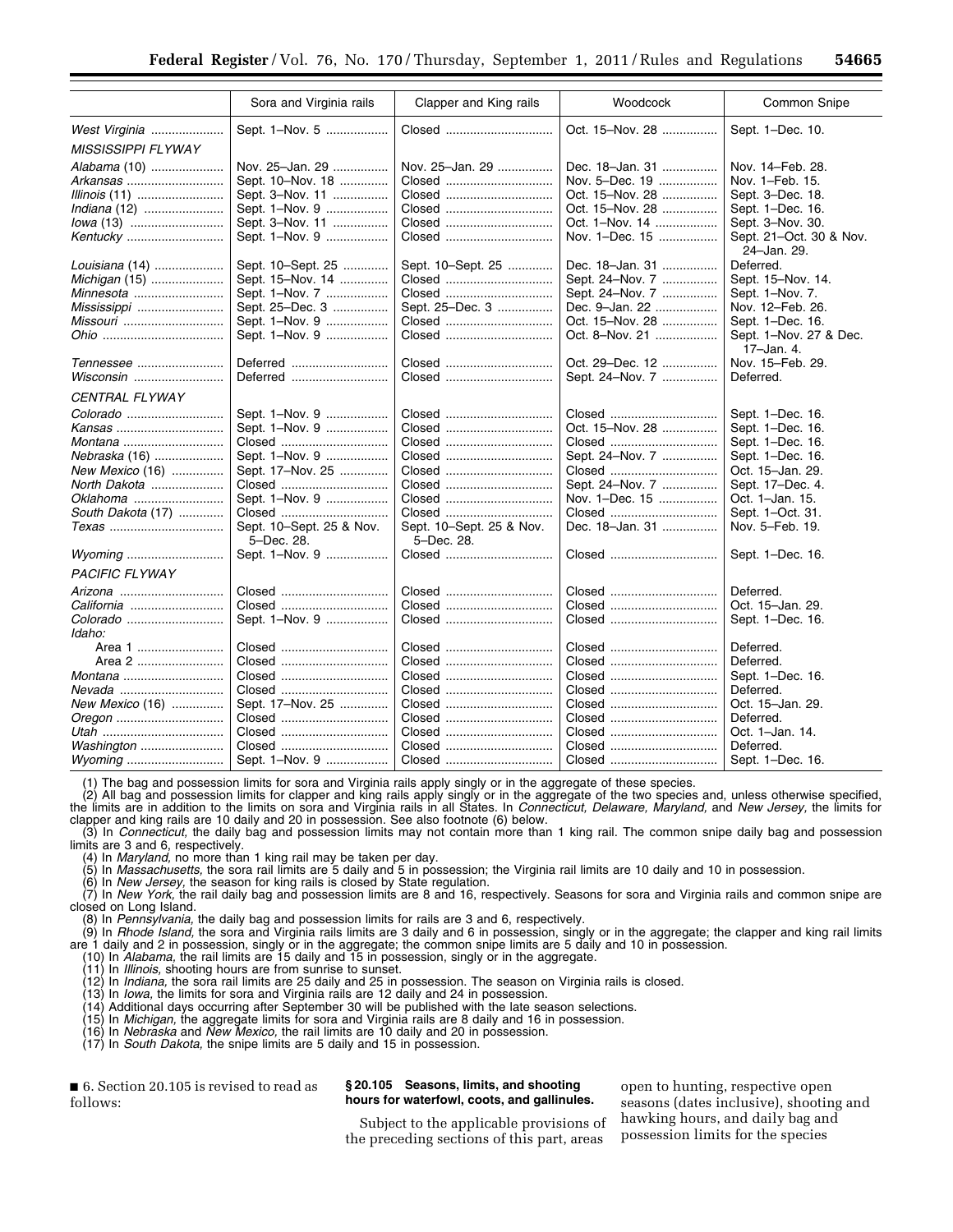| | Sora and Virginia rails | Clapper and King rails | Woodcock | Common Snipe |
|---|---|---|---|---|
| *West Virginia* | Sept. 1–Nov. 5 | Closed | Oct. 15–Nov. 28 | Sept. 1–Dec. 10. |
| *MISSISSIPPI FLYWAY* | | | | |
| *Alabama* (10) | Nov. 25–Jan. 29 | Nov. 25–Jan. 29 | Dec. 18–Jan. 31 | Nov. 14–Feb. 28. |
| *Arkansas* | Sept. 10–Nov. 18 | Closed | Nov. 5–Dec. 19 | Nov. 1–Feb. 15. |
| *Illinois* (11) | Sept. 3–Nov. 11 | Closed | Oct. 15–Nov. 28 | Sept. 3–Dec. 18. |
| *Indiana* (12) | Sept. 1–Nov. 9 | Closed | Oct. 15–Nov. 28 | Sept. 1–Dec. 16. |
| *Iowa* (13) | Sept. 3–Nov. 11 | Closed | Oct. 1–Nov. 14 | Sept. 3–Nov. 30. |
| *Kentucky* | Sept. 1–Nov. 9 | Closed | Nov. 1–Dec. 15 | Sept. 21–Oct. 30 & Nov. 24–Jan. 29. |
| *Louisiana* (14) | Sept. 10–Sept. 25 | Sept. 10–Sept. 25 | Dec. 18–Jan. 31 | Deferred. |
| *Michigan* (15) | Sept. 15–Nov. 14 | Closed | Sept. 24–Nov. 7 | Sept. 15–Nov. 14. |
| *Minnesota* | Sept. 1–Nov. 7 | Closed | Sept. 24–Nov. 7 | Sept. 1–Nov. 7. |
| *Mississippi* | Sept. 25–Dec. 3 | Sept. 25–Dec. 3 | Dec. 9–Jan. 22 | Nov. 12–Feb. 26. |
| *Missouri* | Sept. 1–Nov. 9 | Closed | Oct. 15–Nov. 28 | Sept. 1–Dec. 16. |
| *Ohio* | Sept. 1–Nov. 9 | Closed | Oct. 8–Nov. 21 | Sept. 1–Nov. 27 & Dec. 17–Jan. 4. |
| *Tennessee* | Deferred | Closed | Oct. 29–Dec. 12 | Nov. 15–Feb. 29. |
| *Wisconsin* | Deferred | Closed | Sept. 24–Nov. 7 | Deferred. |
| *CENTRAL FLYWAY* | | | | |
| *Colorado* | Sept. 1–Nov. 9 | Closed | Closed | Sept. 1–Dec. 16. |
| *Kansas* | Sept. 1–Nov. 9 | Closed | Oct. 15–Nov. 28 | Sept. 1–Dec. 16. |
| *Montana* | Closed | Closed | Closed | Sept. 1–Dec. 16. |
| *Nebraska* (16) | Sept. 1–Nov. 9 | Closed | Sept. 24–Nov. 7 | Sept. 1–Dec. 16. |
| *New Mexico* (16) | Sept. 17–Nov. 25 | Closed | Closed | Oct. 15–Jan. 29. |
| *North Dakota* | Closed | Closed | Sept. 24–Nov. 7 | Sept. 17–Dec. 4. |
| *Oklahoma* | Sept. 1–Nov. 9 | Closed | Nov. 1–Dec. 15 | Oct. 1–Jan. 15. |
| *South Dakota* (17) | Closed | Closed | Closed | Sept. 1–Oct. 31. |
| *Texas* | Sept. 10–Sept. 25 & Nov. 5–Dec. 28. | Sept. 10–Sept. 25 & Nov. 5–Dec. 28. | Dec. 18–Jan. 31 | Nov. 5–Feb. 19. |
| *Wyoming* | Sept. 1–Nov. 9 | Closed | Closed | Sept. 1–Dec. 16. |
| *PACIFIC FLYWAY* | | | | |
| *Arizona* | Closed | Closed | Closed | Deferred. |
| *California* | Closed | Closed | Closed | Oct. 15–Jan. 29. |
| *Colorado* | Sept. 1–Nov. 9 | Closed | Closed | Sept. 1–Dec. 16. |
| *Idaho:* | | | | |
| Area 1 | Closed | Closed | Closed | Deferred. |
| Area 2 | Closed | Closed | Closed | Deferred. |
| *Montana* | Closed | Closed | Closed | Sept. 1–Dec. 16. |
| *Nevada* | Closed | Closed | Closed | Deferred. |
| *New Mexico* (16) | Sept. 17–Nov. 25 | Closed | Closed | Oct. 15–Jan. 29. |
| *Oregon* | Closed | Closed | Closed | Deferred. |
| *Utah* | Closed | Closed | Closed | Oct. 1–Jan. 14. |
| *Washington* | Closed | Closed | Closed | Deferred. |
| *Wyoming* | Sept. 1–Nov. 9 | Closed | Closed | Sept. 1–Dec. 16. |

(1) The bag and possession limits for sora and Virginia rails apply singly or in the aggregate of these species.

(2) All bag and possession limits for clapper and king rails apply singly or in the aggregate of the two species and, unless otherwise specified, the limits are in addition to the limits on sora and Virginia rails in all States. In *Connecticut, Delaware, Maryland,* and *New Jersey,* the limits for clapper and king rails are 10 daily and 20 in possession. See also footnote (6) below.

(3) In *Connecticut,* the daily bag and possession limits may not contain more than 1 king rail. The common snipe daily bag and possession limits are 3 and 6, respectively.

(4) In *Maryland,* no more than 1 king rail may be taken per day.

(5) In *Massachusetts,* the sora rail limits are 5 daily and 5 in possession; the Virginia rail limits are 10 daily and 10 in possession.

(6) In *New Jersey,* the season for king rails is closed by State regulation.

(7) In *New York,* the rail daily bag and possession limits are 8 and 16, respectively. Seasons for sora and Virginia rails and common snipe are closed on Long Island.

(8) In *Pennsylvania,* the daily bag and possession limits for rails are 3 and 6, respectively.

(9) In *Rhode Island,* the sora and Virginia rails limits are 3 daily and 6 in possession, singly or in the aggregate; the clapper and king rail limits are 1 daily and 2 in possession, singly or in the aggregate; the common snipe limits are 5 daily and 10 in possession.

(10) In *Alabama,* the rail limits are 15 daily and 15 in possession, singly or in the aggregate.

(11) In *Illinois,* shooting hours are from sunrise to sunset.

(12) In *Indiana,* the sora rail limits are 25 daily and 25 in possession. The season on Virginia rails is closed.

(13) In *Iowa,* the limits for sora and Virginia rails are 12 daily and 24 in possession.

(14) Additional days occurring after September 30 will be published with the late season selections.

(15) In *Michigan,* the aggregate limits for sora and Virginia rails are 8 daily and 16 in possession.

(16) In *Nebraska* and *New Mexico,* the rail limits are 10 daily and 20 in possession.

(17) In *South Dakota,* the snipe limits are 5 daily and 15 in possession.

■ 6. Section 20.105 is revised to read as follows:

**§ 20.105 Seasons, limits, and shooting hours for waterfowl, coots, and gallinules.**

Subject to the applicable provisions of the preceding sections of this part, areas open to hunting, respective open seasons (dates inclusive), shooting and hawking hours, and daily bag and possession limits for the species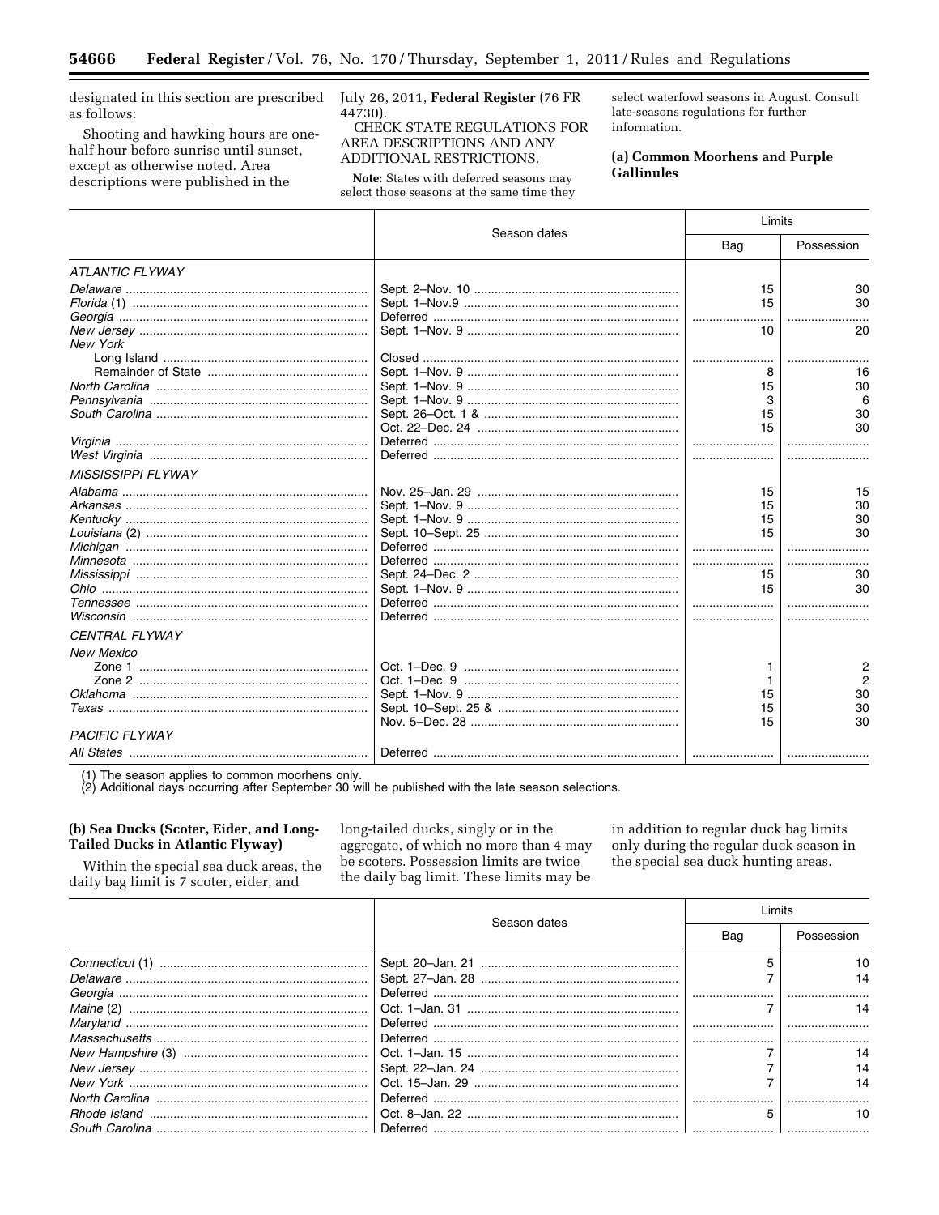designated in this section are prescribed as follows:

Shooting and hawking hours are one-half hour before sunrise until sunset, except as otherwise noted. Area descriptions were published in the July 26, 2011, **Federal Register** (76 FR 44730).

CHECK STATE REGULATIONS FOR AREA DESCRIPTIONS AND ANY ADDITIONAL RESTRICTIONS.

**Note:** States with deferred seasons may select those seasons at the same time they select waterfowl seasons in August. Consult late-seasons regulations for further information.

### (a) Common Moorhens and Purple Gallinules

| | Season dates | Limits | |
|---|---|---|---|
| | | Bag | Possession |
| *ATLANTIC FLYWAY* | | | |
| *Delaware* | Sept. 2–Nov. 10 | 15 | 30 |
| *Florida* (1) | Sept. 1–Nov.9 | 15 | 30 |
| *Georgia* | Deferred | | |
| *New Jersey* | Sept. 1–Nov. 9 | 10 | 20 |
| *New York* | | | |
| Long Island | Closed | | |
| Remainder of State | Sept. 1–Nov. 9 | 8 | 16 |
| *North Carolina* | Sept. 1–Nov. 9 | 15 | 30 |
| *Pennsylvania* | Sept. 1–Nov. 9 | 3 | 6 |
| *South Carolina* | Sept. 26–Oct. 1 & | 15 | 30 |
| | Oct. 22–Dec. 24 | 15 | 30 |
| *Virginia* | Deferred | | |
| *West Virginia* | Deferred | | |
| *MISSISSIPPI FLYWAY* | | | |
| *Alabama* | Nov. 25–Jan. 29 | 15 | 15 |
| *Arkansas* | Sept. 1–Nov. 9 | 15 | 30 |
| *Kentucky* | Sept. 1–Nov. 9 | 15 | 30 |
| *Louisiana* (2) | Sept. 10–Sept. 25 | 15 | 30 |
| *Michigan* | Deferred | | |
| *Minnesota* | Deferred | | |
| *Mississippi* | Sept. 24–Dec. 2 | 15 | 30 |
| *Ohio* | Sept. 1–Nov. 9 | 15 | 30 |
| *Tennessee* | Deferred | | |
| *Wisconsin* | Deferred | | |
| *CENTRAL FLYWAY* | | | |
| *New Mexico* | | | |
| Zone 1 | Oct. 1–Dec. 9 | 1 | 2 |
| Zone 2 | Oct. 1–Dec. 9 | 1 | 2 |
| *Oklahoma* | Sept. 1–Nov. 9 | 15 | 30 |
| *Texas* | Sept. 10–Sept. 25 & | 15 | 30 |
| | Nov. 5–Dec. 28 | 15 | 30 |
| *PACIFIC FLYWAY* | | | |
| *All States* | Deferred | | |

(1) The season applies to common moorhens only.
(2) Additional days occurring after September 30 will be published with the late season selections.

### (b) Sea Ducks (Scoter, Eider, and Long-Tailed Ducks in Atlantic Flyway)

Within the special sea duck areas, the daily bag limit is 7 scoter, eider, and long-tailed ducks, singly or in the aggregate, of which no more than 4 may be scoters. Possession limits are twice the daily bag limit. These limits may be in addition to regular duck bag limits only during the regular duck season in the special sea duck hunting areas.

| | Season dates | Limits | |
|---|---|---|---|
| | | Bag | Possession |
| *Connecticut* (1) | Sept. 20–Jan. 21 | 5 | 10 |
| *Delaware* | Sept. 27–Jan. 28 | 7 | 14 |
| *Georgia* | Deferred | | |
| *Maine* (2) | Oct. 1–Jan. 31 | 7 | 14 |
| *Maryland* | Deferred | | |
| *Massachusetts* | Deferred | | |
| *New Hampshire* (3) | Oct. 1–Jan. 15 | 7 | 14 |
| *New Jersey* | Sept. 22–Jan. 24 | 7 | 14 |
| *New York* | Oct. 15–Jan. 29 | 7 | 14 |
| *North Carolina* | Deferred | | |
| *Rhode Island* | Oct. 8–Jan. 22 | 5 | 10 |
| *South Carolina* | Deferred | | |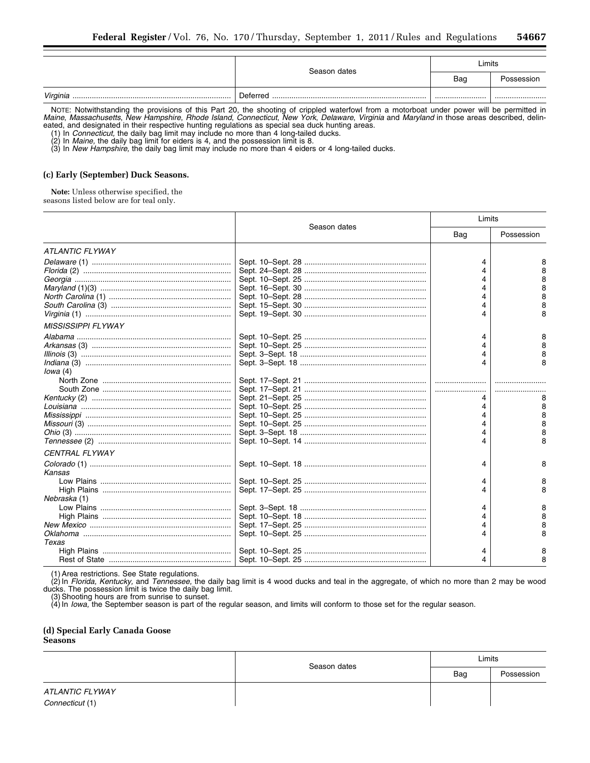| | Season dates | Limits | |
|---|---|---|---|
| | | Bag | Possession |
| *Virginia* | Deferred | | |

NOTE: Notwithstanding the provisions of this Part 20, the shooting of crippled waterfowl from a motorboat under power will be permitted in *Maine*, *Massachusetts*, *New Hampshire*, *Rhode Island*, *Connecticut*, *New York*, *Delaware*, *Virginia* and *Maryland* in those areas described, delineated, and designated in their respective hunting regulations as special sea duck hunting areas.

(1) In *Connecticut,* the daily bag limit may include no more than 4 long-tailed ducks.

(2) In *Maine,* the daily bag limit for eiders is 4, and the possession limit is 8.

(3) In *New Hampshire*, the daily bag limit may include no more than 4 eiders or 4 long-tailed ducks.

**(c) Early (September) Duck Seasons.**

**Note:** Unless otherwise specified, the seasons listed below are for teal only.

| | Season dates | Limits | |
|---|---|---|---|
| | | Bag | Possession |
| *ATLANTIC FLYWAY* | | | |
| *Delaware* (1) | Sept. 10–Sept. 28 | 4 | 8 |
| *Florida* (2) | Sept. 24–Sept. 28 | 4 | 8 |
| *Georgia* | Sept. 10–Sept. 25 | 4 | 8 |
| *Maryland* (1)(3) | Sept. 16–Sept. 30 | 4 | 8 |
| *North Carolina* (1) | Sept. 10–Sept. 28 | 4 | 8 |
| *South Carolina* (3) | Sept. 15–Sept. 30 | 4 | 8 |
| *Virginia* (1) | Sept. 19–Sept. 30 | 4 | 8 |
| *MISSISSIPPI FLYWAY* | | | |
| *Alabama* | Sept. 10–Sept. 25 | 4 | 8 |
| *Arkansas* (3) | Sept. 10–Sept. 25 | 4 | 8 |
| *Illinois* (3) | Sept. 3–Sept. 18 | 4 | 8 |
| *Indiana* (3) | Sept. 3–Sept. 18 | 4 | 8 |
| *Iowa* (4) | | | |
| North Zone | Sept. 17–Sept. 21 | | |
| South Zone | Sept. 17–Sept. 21 | | |
| *Kentucky* (2) | Sept. 21–Sept. 25 | 4 | 8 |
| *Louisiana* | Sept. 10–Sept. 25 | 4 | 8 |
| *Mississippi* | Sept. 10–Sept. 25 | 4 | 8 |
| *Missouri* (3) | Sept. 10–Sept. 25 | 4 | 8 |
| *Ohio* (3) | Sept. 3–Sept. 18 | 4 | 8 |
| *Tennessee* (2) | Sept. 10–Sept. 14 | 4 | 8 |
| *CENTRAL FLYWAY* | | | |
| *Colorado* (1) | Sept. 10–Sept. 18 | 4 | 8 |
| *Kansas* | | | |
| Low Plains | Sept. 10–Sept. 25 | 4 | 8 |
| High Plains | Sept. 17–Sept. 25 | 4 | 8 |
| *Nebraska* (1) | | | |
| Low Plains | Sept. 3–Sept. 18 | 4 | 8 |
| High Plains | Sept. 10–Sept. 18 | 4 | 8 |
| *New Mexico* | Sept. 17–Sept. 25 | 4 | 8 |
| *Oklahoma* | Sept. 10–Sept. 25 | 4 | 8 |
| *Texas* | | | |
| High Plains | Sept. 10–Sept. 25 | 4 | 8 |
| Rest of State | Sept. 10–Sept. 25 | 4 | 8 |

(1) Area restrictions. See State regulations.

(2) In *Florida, Kentucky,* and *Tennessee,* the daily bag limit is 4 wood ducks and teal in the aggregate, of which no more than 2 may be wood ducks. The possession limit is twice the daily bag limit.

(3) Shooting hours are from sunrise to sunset.

(4) In *Iowa,* the September season is part of the regular season, and limits will conform to those set for the regular season.

**(d) Special Early Canada Goose Seasons**

| | Season dates | Limits | |
|---|---|---|---|
| | | Bag | Possession |
| *ATLANTIC FLYWAY* | | | |
| *Connecticut* (1) | | | |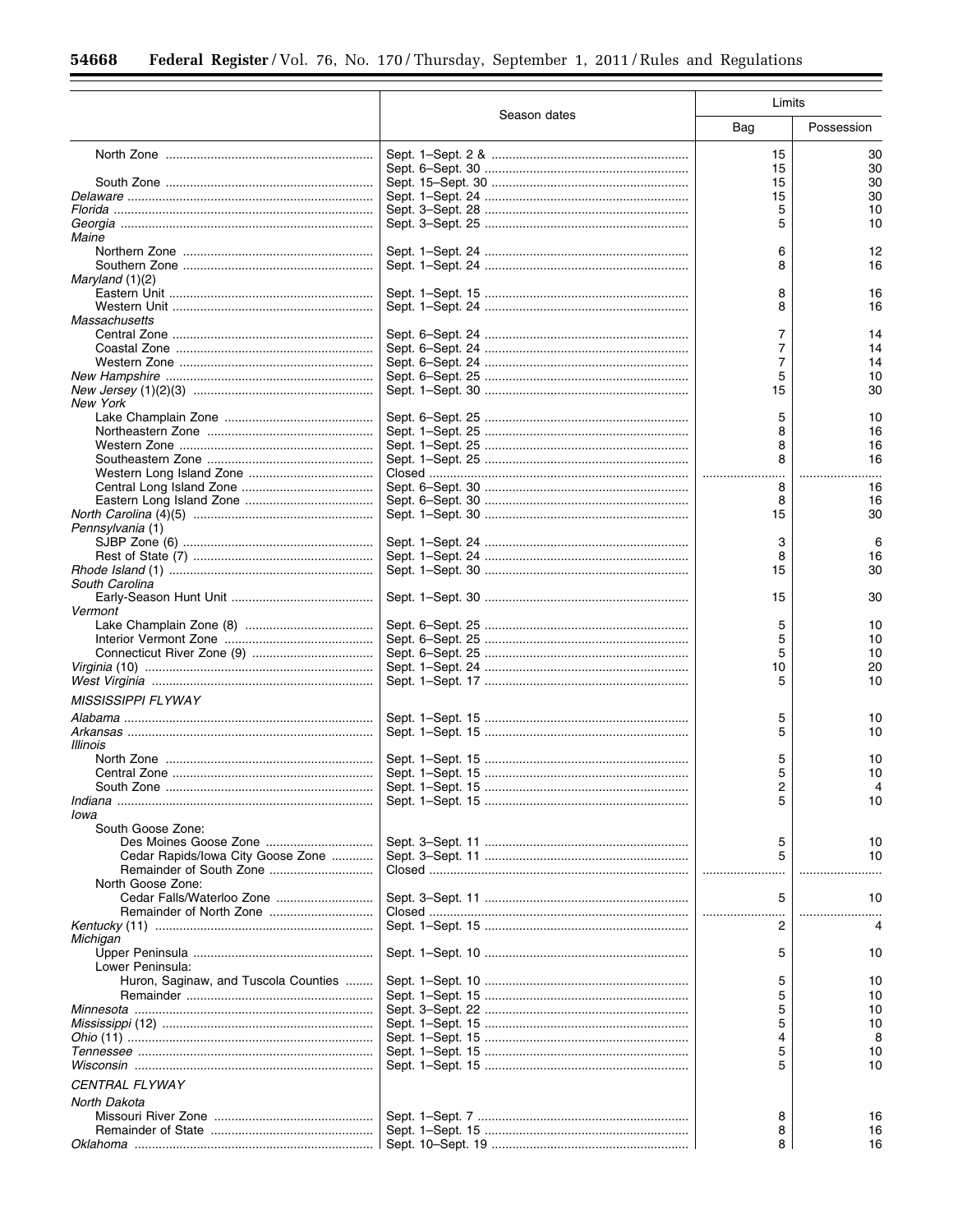| | Season dates | Limits | |
|---|---|---|---|
| | | Bag | Possession |
| North Zone | Sept. 1–Sept. 2 & | 15 | 30 |
| | Sept. 6–Sept. 30 | 15 | 30 |
| South Zone | Sept. 15–Sept. 30 | 15 | 30 |
| *Delaware* | Sept. 1–Sept. 24 | 15 | 30 |
| *Florida* | Sept. 3–Sept. 28 | 5 | 10 |
| *Georgia* | Sept. 3–Sept. 25 | 5 | 10 |
| *Maine* | | | |
| Northern Zone | Sept. 1–Sept. 24 | 6 | 12 |
| Southern Zone | Sept. 1–Sept. 24 | 8 | 16 |
| *Maryland* (1)(2) | | | |
| Eastern Unit | Sept. 1–Sept. 15 | 8 | 16 |
| Western Unit | Sept. 1–Sept. 24 | 8 | 16 |
| *Massachusetts* | | | |
| Central Zone | Sept. 6–Sept. 24 | 7 | 14 |
| Coastal Zone | Sept. 6–Sept. 24 | 7 | 14 |
| Western Zone | Sept. 6–Sept. 24 | 7 | 14 |
| *New Hampshire* | Sept. 6–Sept. 25 | 5 | 10 |
| *New Jersey* (1)(2)(3) | Sept. 1–Sept. 30 | 15 | 30 |
| *New York* | | | |
| Lake Champlain Zone | Sept. 6–Sept. 25 | 5 | 10 |
| Northeastern Zone | Sept. 1–Sept. 25 | 8 | 16 |
| Western Zone | Sept. 1–Sept. 25 | 8 | 16 |
| Southeastern Zone | Sept. 1–Sept. 25 | 8 | 16 |
| Western Long Island Zone | Closed | | |
| Central Long Island Zone | Sept. 6–Sept. 30 | 8 | 16 |
| Eastern Long Island Zone | Sept. 6–Sept. 30 | 8 | 16 |
| *North Carolina* (4)(5) | Sept. 1–Sept. 30 | 15 | 30 |
| *Pennsylvania* (1) | | | |
| SJBP Zone (6) | Sept. 1–Sept. 24 | 3 | 6 |
| Rest of State (7) | Sept. 1–Sept. 24 | 8 | 16 |
| *Rhode Island* (1) | Sept. 1–Sept. 30 | 15 | 30 |
| *South Carolina* | | | |
| Early-Season Hunt Unit | Sept. 1–Sept. 30 | 15 | 30 |
| *Vermont* | | | |
| Lake Champlain Zone (8) | Sept. 6–Sept. 25 | 5 | 10 |
| Interior Vermont Zone | Sept. 6–Sept. 25 | 5 | 10 |
| Connecticut River Zone (9) | Sept. 6–Sept. 25 | 5 | 10 |
| *Virginia* (10) | Sept. 1–Sept. 24 | 10 | 20 |
| *West Virginia* | Sept. 1–Sept. 17 | 5 | 10 |
| *MISSISSIPPI FLYWAY* | | | |
| *Alabama* | Sept. 1–Sept. 15 | 5 | 10 |
| *Arkansas* | Sept. 1–Sept. 15 | 5 | 10 |
| *Illinois* | | | |
| North Zone | Sept. 1–Sept. 15 | 5 | 10 |
| Central Zone | Sept. 1–Sept. 15 | 5 | 10 |
| South Zone | Sept. 1–Sept. 15 | 2 | 4 |
| *Indiana* | Sept. 1–Sept. 15 | 5 | 10 |
| *Iowa* | | | |
| South Goose Zone: | | | |
| Des Moines Goose Zone | Sept. 3–Sept. 11 | 5 | 10 |
| Cedar Rapids/Iowa City Goose Zone | Sept. 3–Sept. 11 | 5 | 10 |
| Remainder of South Zone | Closed | | |
| North Goose Zone: | | | |
| Cedar Falls/Waterloo Zone | Sept. 3–Sept. 11 | 5 | 10 |
| Remainder of North Zone | Closed | | |
| *Kentucky* (11) | Sept. 1–Sept. 15 | 2 | 4 |
| *Michigan* | | | |
| Upper Peninsula | Sept. 1–Sept. 10 | 5 | 10 |
| Lower Peninsula: | | | |
| Huron, Saginaw, and Tuscola Counties | Sept. 1–Sept. 10 | 5 | 10 |
| Remainder | Sept. 1–Sept. 15 | 5 | 10 |
| *Minnesota* | Sept. 3–Sept. 22 | 5 | 10 |
| *Mississippi* (12) | Sept. 1–Sept. 15 | 5 | 10 |
| *Ohio* (11) | Sept. 1–Sept. 15 | 4 | 8 |
| *Tennessee* | Sept. 1–Sept. 15 | 5 | 10 |
| *Wisconsin* | Sept. 1–Sept. 15 | 5 | 10 |
| *CENTRAL FLYWAY* | | | |
| *North Dakota* | | | |
| Missouri River Zone | Sept. 1–Sept. 7 | 8 | 16 |
| Remainder of State | Sept. 1–Sept. 15 | 8 | 16 |
| *Oklahoma* | Sept. 10–Sept. 19 | 8 | 16 |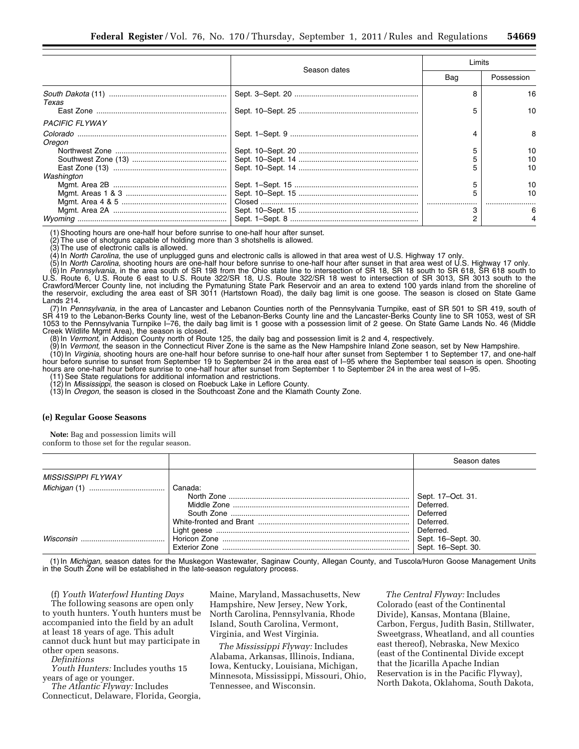| | Season dates | Limits | |
|---|---|---|---|
| | | Bag | Possession |
| *South Dakota* (11) | Sept. 3–Sept. 20 | 8 | 16 |
| *Texas* | | | |
| East Zone | Sept. 10–Sept. 25 | 5 | 10 |
| *PACIFIC FLYWAY* | | | |
| *Colorado* | Sept. 1–Sept. 9 | 4 | 8 |
| *Oregon* | | | |
| Northwest Zone | Sept. 10–Sept. 20 | 5 | 10 |
| Southwest Zone (13) | Sept. 10–Sept. 14 | 5 | 10 |
| East Zone (13) | Sept. 10–Sept. 14 | 5 | 10 |
| *Washington* | | | |
| Mgmt. Area 2B | Sept. 1–Sept. 15 | 5 | 10 |
| Mgmt. Areas 1 & 3 | Sept. 10–Sept. 15 | 5 | 10 |
| Mgmt. Area 4 & 5 | Closed | | |
| Mgmt. Area 2A | Sept. 10–Sept. 15 | 3 | 6 |
| *Wyoming* | Sept. 1–Sept. 8 | 2 | 4 |

(1) Shooting hours are one-half hour before sunrise to one-half hour after sunset.
(2) The use of shotguns capable of holding more than 3 shotshells is allowed.
(3) The use of electronic calls is allowed.
(4) In *North Carolina,* the use of unplugged guns and electronic calls is allowed in that area west of U.S. Highway 17 only.
(5) In *North Carolina,* shooting hours are one-half hour before sunrise to one-half hour after sunset in that area west of U.S. Highway 17 only.
(6) In *Pennsylvania,* in the area south of SR 198 from the Ohio state line to intersection of SR 18, SR 18 south to SR 618, SR 618 south to U.S. Route 6, U.S. Route 6 east to U.S. Route 322/SR 18, U.S. Route 322/SR 18 west to intersection of SR 3013, SR 3013 south to the Crawford/Mercer County line, not including the Pymatuning State Park Reservoir and an area to extend 100 yards inland from the shoreline of the reservoir, excluding the area east of SR 3011 (Hartstown Road), the daily bag limit is one goose. The season is closed on State Game Lands 214.
(7) In *Pennsylvania,* in the area of Lancaster and Lebanon Counties north of the Pennsylvania Turnpike, east of SR 501 to SR 419, south of SR 419 to the Lebanon-Berks County line, west of the Lebanon-Berks County line and the Lancaster-Berks County line to SR 1053, west of SR 1053 to the Pennsylvania Turnpike I–76, the daily bag limit is 1 goose with a possession limit of 2 geese. On State Game Lands No. 46 (Middle Creek Wildlife Mgmt Area), the season is closed.
(8) In *Vermont,* in Addison County north of Route 125, the daily bag and possession limit is 2 and 4, respectively.
(9) In *Vermont,* the season in the Connecticut River Zone is the same as the New Hampshire Inland Zone season, set by New Hampshire.
(10) In *Virginia,* shooting hours are one-half hour before sunrise to one-half hour after sunset from September 1 to September 17, and one-half hour before sunrise to sunset from September 19 to September 24 in the area east of I–95 where the September teal season is open. Shooting hours are one-half hour before sunrise to one-half hour after sunset from September 1 to September 24 in the area west of I–95.
(11) See State regulations for additional information and restrictions.
(12) In *Mississippi,* the season is closed on Roebuck Lake in Leflore County.
(13) In *Oregon,* the season is closed in the Southcoast Zone and the Klamath County Zone.

**(e) Regular Goose Seasons**

**Note:** Bag and possession limits will conform to those set for the regular season.

| | | Season dates |
|---|---|---|
| *MISSISSIPPI FLYWAY* | | |
| *Michigan* (1) | Canada: | |
| | North Zone | Sept. 17–Oct. 31. |
| | Middle Zone | Deferred. |
| | South Zone | Deferred |
| | White-fronted and Brant | Deferred. |
| | Light geese | Deferred. |
| *Wisconsin* | Horicon Zone | Sept. 16–Sept. 30. |
| | Exterior Zone | Sept. 16–Sept. 30. |

(1) In *Michigan,* season dates for the Muskegon Wastewater, Saginaw County, Allegan County, and Tuscola/Huron Goose Management Units in the South Zone will be established in the late-season regulatory process.

(f) *Youth Waterfowl Hunting Days*

The following seasons are open only to youth hunters. Youth hunters must be accompanied into the field by an adult at least 18 years of age. This adult cannot duck hunt but may participate in other open seasons.

*Definitions*

*Youth Hunters:* Includes youths 15 years of age or younger.

*The Atlantic Flyway:* Includes Connecticut, Delaware, Florida, Georgia, Maine, Maryland, Massachusetts, New Hampshire, New Jersey, New York, North Carolina, Pennsylvania, Rhode Island, South Carolina, Vermont, Virginia, and West Virginia.

*The Mississippi Flyway:* Includes Alabama, Arkansas, Illinois, Indiana, Iowa, Kentucky, Louisiana, Michigan, Minnesota, Mississippi, Missouri, Ohio, Tennessee, and Wisconsin.

*The Central Flyway:* Includes Colorado (east of the Continental Divide), Kansas, Montana (Blaine, Carbon, Fergus, Judith Basin, Stillwater, Sweetgrass, Wheatland, and all counties east thereof), Nebraska, New Mexico (east of the Continental Divide except that the Jicarilla Apache Indian Reservation is in the Pacific Flyway), North Dakota, Oklahoma, South Dakota,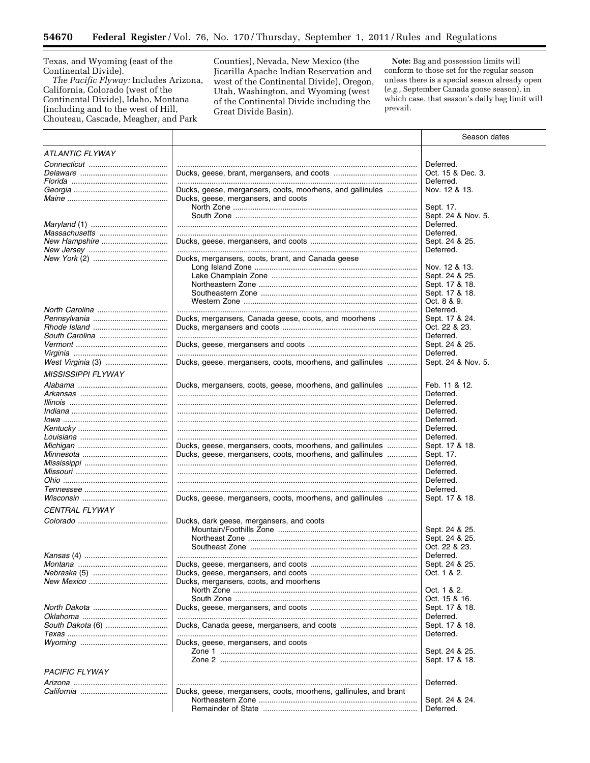Texas, and Wyoming (east of the Continental Divide).

*The Pacific Flyway:* Includes Arizona, California, Colorado (west of the Continental Divide), Idaho, Montana (including and to the west of Hill, Chouteau, Cascade, Meagher, and Park Counties), Nevada, New Mexico (the Jicarilla Apache Indian Reservation and west of the Continental Divide), Oregon, Utah, Washington, and Wyoming (west of the Continental Divide including the Great Divide Basin).

**Note:** Bag and possession limits will conform to those set for the regular season unless there is a special season already open (*e.g.,* September Canada goose season), in which case, that season's daily bag limit will prevail.

| | | Season dates |
|---|---|---|
| *ATLANTIC FLYWAY* | | |
| *Connecticut* | | Deferred. |
| *Delaware* | Ducks, geese, brant, mergansers, and coots | Oct. 15 & Dec. 3. |
| *Florida* | | Deferred. |
| *Georgia* | Ducks, geese, mergansers, coots, moorhens, and gallinules | Nov. 12 & 13. |
| *Maine* | Ducks, geese, mergansers, and coots | |
| | North Zone | Sept. 17. |
| | South Zone | Sept. 24 & Nov. 5. |
| *Maryland* (1) | | Deferred. |
| *Massachusetts* | | Deferred. |
| *New Hampshire* | Ducks, geese, mergansers, and coots | Sept. 24 & 25. |
| *New Jersey* | | Deferred. |
| *New York* (2) | Ducks, mergansers, coots, brant, and Canada geese | |
| | Long Island Zone | Nov. 12 & 13. |
| | Lake Champlain Zone | Sept. 24 & 25. |
| | Northeastern Zone | Sept. 17 & 18. |
| | Southeastern Zone | Sept. 17 & 18. |
| | Western Zone | Oct. 8 & 9. |
| *North Carolina* | | Deferred. |
| *Pennsylvania* | Ducks, mergansers, Canada geese, coots, and moorhens | Sept. 17 & 24. |
| *Rhode Island* | Ducks, mergansers and coots | Oct. 22 & 23. |
| *South Carolina* | | Deferred. |
| *Vermont* | Ducks, geese, mergansers and coots | Sept. 24 & 25. |
| *Virginia* | | Deferred. |
| *West Virginia* (3) | Ducks, geese, mergansers, coots, moorhens, and gallinules | Sept. 24 & Nov. 5. |
| *MISSISSIPPI FLYWAY* | | |
| *Alabama* | Ducks, mergansers, coots, geese, moorhens, and gallinules | Feb. 11 & 12. |
| *Arkansas* | | Deferred. |
| *Illinois* | | Deferred. |
| *Indiana* | | Deferred. |
| *Iowa* | | Deferred. |
| *Kentucky* | | Deferred. |
| *Louisiana* | | Deferred. |
| *Michigan* | Ducks, geese, mergansers, coots, moorhens, and gallinules | Sept. 17 & 18. |
| *Minnesota* | Ducks, geese, mergansers, coots, moorhens, and gallinules | Sept. 17. |
| *Mississippi* | | Deferred. |
| *Missouri* | | Deferred. |
| *Ohio* | | Deferred. |
| *Tennessee* | | Deferred. |
| *Wisconsin* | Ducks, geese, mergansers, coots, moorhens, and gallinules | Sept. 17 & 18. |
| *CENTRAL FLYWAY* | | |
| *Colorado* | Ducks, dark geese, mergansers, and coots | |
| | Mountain/Foothills Zone | Sept. 24 & 25. |
| | Northeast Zone | Sept. 24 & 25. |
| | Southeast Zone | Oct. 22 & 23. |
| *Kansas* (4) | | Deferred. |
| *Montana* | Ducks, geese, mergansers, and coots | Sept. 24 & 25. |
| *Nebraska* (5) | Ducks, geese, mergansers, and coots | Oct. 1 & 2. |
| *New Mexico* | Ducks, mergansers, coots, and moorhens | |
| | North Zone | Oct. 1 & 2. |
| | South Zone | Oct. 15 & 16. |
| *North Dakota* | Ducks, geese, mergansers, and coots | Sept. 17 & 18. |
| *Oklahoma* | | Deferred. |
| *South Dakota* (6) | Ducks, Canada geese, mergansers, and coots | Sept. 17 & 18. |
| *Texas* | | Deferred. |
| *Wyoming* | Ducks, geese, mergansers, and coots | |
| | Zone 1 | Sept. 24 & 25. |
| | Zone 2 | Sept. 17 & 18. |
| *PACIFIC FLYWAY* | | |
| *Arizona* | | Deferred. |
| *California* | Ducks, geese, mergansers, coots, moorhens, gallinules, and brant | |
| | Northeastern Zone | Sept. 24 & 24. |
| | Remainder of State | Deferred. |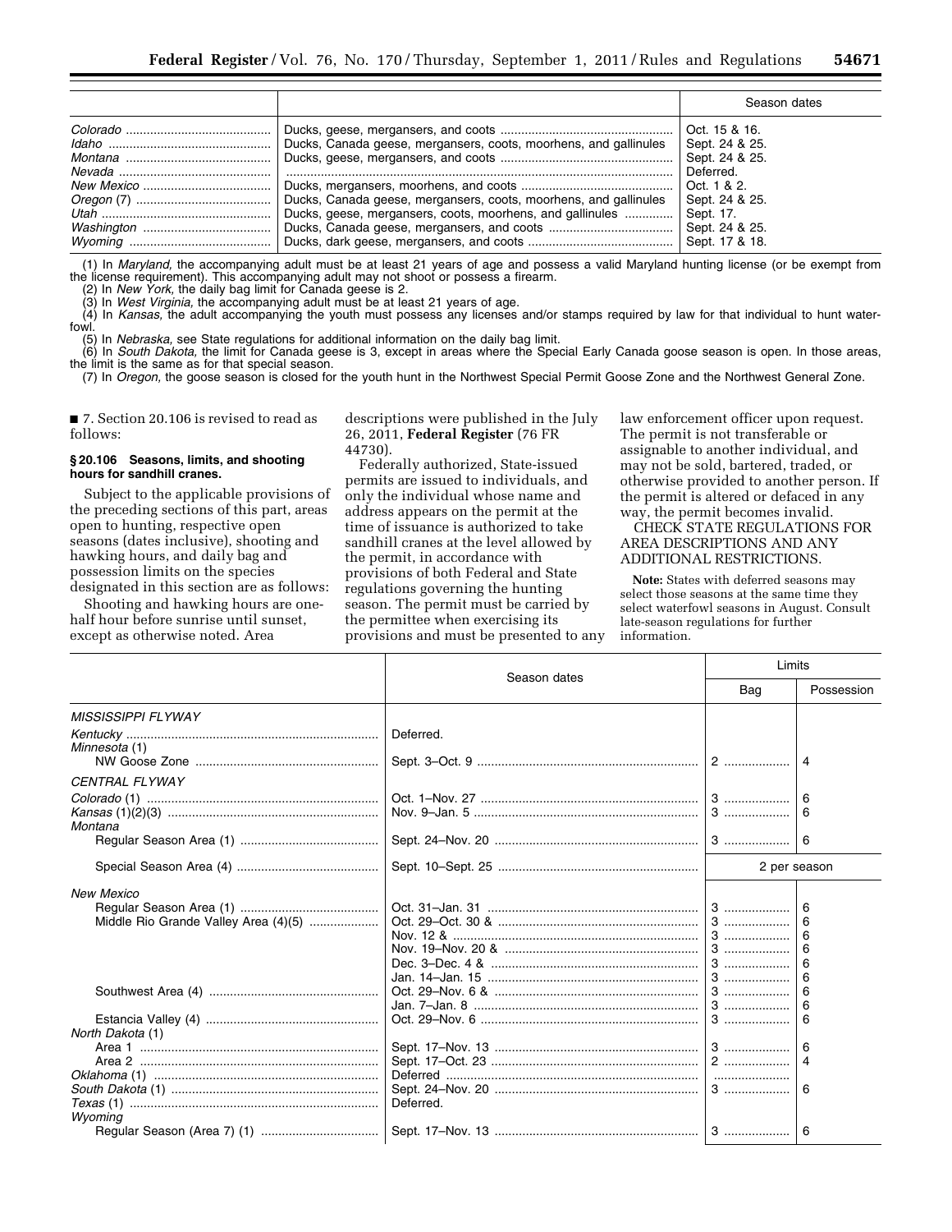| | | Season dates |
|---|---|---|
| *Colorado* | Ducks, geese, mergansers, and coots | Oct. 15 & 16. |
| *Idaho* | Ducks, Canada geese, mergansers, coots, moorhens, and gallinules | Sept. 24 & 25. |
| *Montana* | Ducks, geese, mergansers, and coots | Sept. 24 & 25. |
| *Nevada* | | Deferred. |
| *New Mexico* | Ducks, mergansers, moorhens, and coots | Oct. 1 & 2. |
| *Oregon* (7) | Ducks, Canada geese, mergansers, coots, moorhens, and gallinules | Sept. 24 & 25. |
| *Utah* | Ducks, geese, mergansers, coots, moorhens, and gallinules | Sept. 17. |
| *Washington* | Ducks, Canada geese, mergansers, and coots | Sept. 24 & 25. |
| *Wyoming* | Ducks, dark geese, mergansers, and coots | Sept. 17 & 18. |

(1) In *Maryland,* the accompanying adult must be at least 21 years of age and possess a valid Maryland hunting license (or be exempt from the license requirement). This accompanying adult may not shoot or possess a firearm.

(2) In *New York,* the daily bag limit for Canada geese is 2.

(3) In *West Virginia,* the accompanying adult must be at least 21 years of age.

(4) In *Kansas,* the adult accompanying the youth must possess any licenses and/or stamps required by law for that individual to hunt waterfowl.

(5) In *Nebraska,* see State regulations for additional information on the daily bag limit.

(6) In *South Dakota,* the limit for Canada geese is 3, except in areas where the Special Early Canada goose season is open. In those areas, the limit is the same as for that special season.

(7) In *Oregon,* the goose season is closed for the youth hunt in the Northwest Special Permit Goose Zone and the Northwest General Zone.

■ 7. Section 20.106 is revised to read as follows:

### § 20.106 Seasons, limits, and shooting hours for sandhill cranes.

Subject to the applicable provisions of the preceding sections of this part, areas open to hunting, respective open seasons (dates inclusive), shooting and hawking hours, and daily bag and possession limits on the species designated in this section are as follows:

Shooting and hawking hours are one-half hour before sunrise until sunset, except as otherwise noted. Area descriptions were published in the July 26, 2011, **Federal Register** (76 FR 44730).

Federally authorized, State-issued permits are issued to individuals, and only the individual whose name and address appears on the permit at the time of issuance is authorized to take sandhill cranes at the level allowed by the permit, in accordance with provisions of both Federal and State regulations governing the hunting season. The permit must be carried by the permittee when exercising its provisions and must be presented to any law enforcement officer upon request. The permit is not transferable or assignable to another individual, and may not be sold, bartered, traded, or otherwise provided to another person. If the permit is altered or defaced in any way, the permit becomes invalid.

CHECK STATE REGULATIONS FOR AREA DESCRIPTIONS AND ANY ADDITIONAL RESTRICTIONS.

**Note:** States with deferred seasons may select those seasons at the same time they select waterfowl seasons in August. Consult late-season regulations for further information.

| | Season dates | Limits | |
|---|---|---|---|
| | | Bag | Possession |
| *MISSISSIPPI FLYWAY* | | | |
| *Kentucky* | Deferred. | | |
| *Minnesota* (1) | | | |
| NW Goose Zone | Sept. 3–Oct. 9 | 2 | 4 |
| *CENTRAL FLYWAY* | | | |
| *Colorado* (1) | Oct. 1–Nov. 27 | 3 | 6 |
| *Kansas* (1)(2)(3) | Nov. 9–Jan. 5 | 3 | 6 |
| *Montana* | | | |
| Regular Season Area (1) | Sept. 24–Nov. 20 | 3 | 6 |
| Special Season Area (4) | Sept. 10–Sept. 25 | 2 per season | |
| *New Mexico* | | | |
| Regular Season Area (1) | Oct. 31–Jan. 31 | 3 | 6 |
| Middle Rio Grande Valley Area (4)(5) | Oct. 29–Oct. 30 & | 3 | 6 |
| | Nov. 12 & | 3 | 6 |
| | Nov. 19–Nov. 20 & | 3 | 6 |
| | Dec. 3–Dec. 4 & | 3 | 6 |
| | Jan. 14–Jan. 15 | 3 | 6 |
| Southwest Area (4) | Oct. 29–Nov. 6 & | 3 | 6 |
| | Jan. 7–Jan. 8 | 3 | 6 |
| Estancia Valley (4) | Oct. 29–Nov. 6 | 3 | 6 |
| *North Dakota* (1) | | | |
| Area 1 | Sept. 17–Nov. 13 | 3 | 6 |
| Area 2 | Sept. 17–Oct. 23 | 2 | 4 |
| *Oklahoma* (1) | Deferred | | |
| *South Dakota* (1) | Sept. 24–Nov. 20 | 3 | 6 |
| *Texas* (1) | Deferred. | | |
| *Wyoming* | | | |
| Regular Season (Area 7) (1) | Sept. 17–Nov. 13 | 3 | 6 |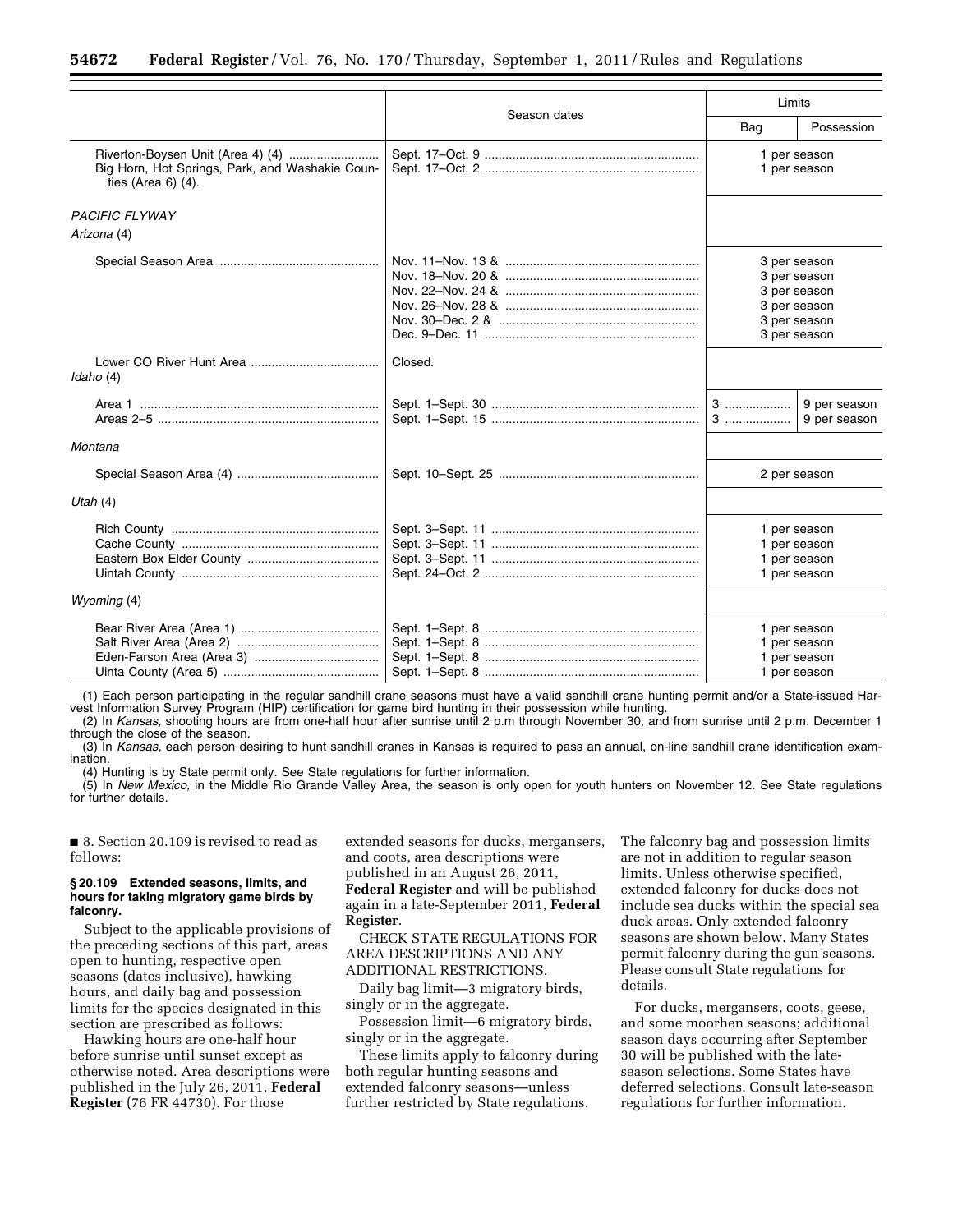| | Season dates | Limits | |
|---|---|---|---|
| | | Bag | Possession |
| Riverton-Boysen Unit (Area 4) (4) | Sept. 17–Oct. 9 | 1 per season | |
| Big Horn, Hot Springs, Park, and Washakie Counties (Area 6) (4). | Sept. 17–Oct. 2 | 1 per season | |
| *PACIFIC FLYWAY* | | | |
| *Arizona* (4) | | | |
| Special Season Area | Nov. 11–Nov. 13 & | 3 per season | |
| | Nov. 18–Nov. 20 & | 3 per season | |
| | Nov. 22–Nov. 24 & | 3 per season | |
| | Nov. 26–Nov. 28 & | 3 per season | |
| | Nov. 30–Dec. 2 & | 3 per season | |
| | Dec. 9–Dec. 11 | 3 per season | |
| Lower CO River Hunt Area | Closed. | | |
| *Idaho* (4) | | | |
| Area 1 | Sept. 1–Sept. 30 | 3 | 9 per season |
| Areas 2–5 | Sept. 1–Sept. 15 | 3 | 9 per season |
| *Montana* | | | |
| Special Season Area (4) | Sept. 10–Sept. 25 | 2 per season | |
| *Utah* (4) | | | |
| Rich County | Sept. 3–Sept. 11 | 1 per season | |
| Cache County | Sept. 3–Sept. 11 | 1 per season | |
| Eastern Box Elder County | Sept. 3–Sept. 11 | 1 per season | |
| Uintah County | Sept. 24–Oct. 2 | 1 per season | |
| *Wyoming* (4) | | | |
| Bear River Area (Area 1) | Sept. 1–Sept. 8 | 1 per season | |
| Salt River Area (Area 2) | Sept. 1–Sept. 8 | 1 per season | |
| Eden-Farson Area (Area 3) | Sept. 1–Sept. 8 | 1 per season | |
| Uinta County (Area 5) | Sept. 1–Sept. 8 | 1 per season | |

(1) Each person participating in the regular sandhill crane seasons must have a valid sandhill crane hunting permit and/or a State-issued Harvest Information Survey Program (HIP) certification for game bird hunting in their possession while hunting.

(2) In *Kansas,* shooting hours are from one-half hour after sunrise until 2 p.m through November 30, and from sunrise until 2 p.m. December 1 through the close of the season.

(3) In *Kansas,* each person desiring to hunt sandhill cranes in Kansas is required to pass an annual, on-line sandhill crane identification examination.

(4) Hunting is by State permit only. See State regulations for further information.

(5) In *New Mexico,* in the Middle Rio Grande Valley Area, the season is only open for youth hunters on November 12. See State regulations for further details.

■ 8. Section 20.109 is revised to read as follows:

**§ 20.109 Extended seasons, limits, and hours for taking migratory game birds by falconry.**

Subject to the applicable provisions of the preceding sections of this part, areas open to hunting, respective open seasons (dates inclusive), hawking hours, and daily bag and possession limits for the species designated in this section are prescribed as follows:

Hawking hours are one-half hour before sunrise until sunset except as otherwise noted. Area descriptions were published in the July 26, 2011, **Federal Register** (76 FR 44730). For those extended seasons for ducks, mergansers, and coots, area descriptions were published in an August 26, 2011, **Federal Register** and will be published again in a late-September 2011, **Federal Register**.

CHECK STATE REGULATIONS FOR AREA DESCRIPTIONS AND ANY ADDITIONAL RESTRICTIONS.

Daily bag limit—3 migratory birds, singly or in the aggregate.

Possession limit—6 migratory birds, singly or in the aggregate.

These limits apply to falconry during both regular hunting seasons and extended falconry seasons—unless further restricted by State regulations. The falconry bag and possession limits are not in addition to regular season limits. Unless otherwise specified, extended falconry for ducks does not include sea ducks within the special sea duck areas. Only extended falconry seasons are shown below. Many States permit falconry during the gun seasons. Please consult State regulations for details.

For ducks, mergansers, coots, geese, and some moorhen seasons; additional season days occurring after September 30 will be published with the late-season selections. Some States have deferred selections. Consult late-season regulations for further information.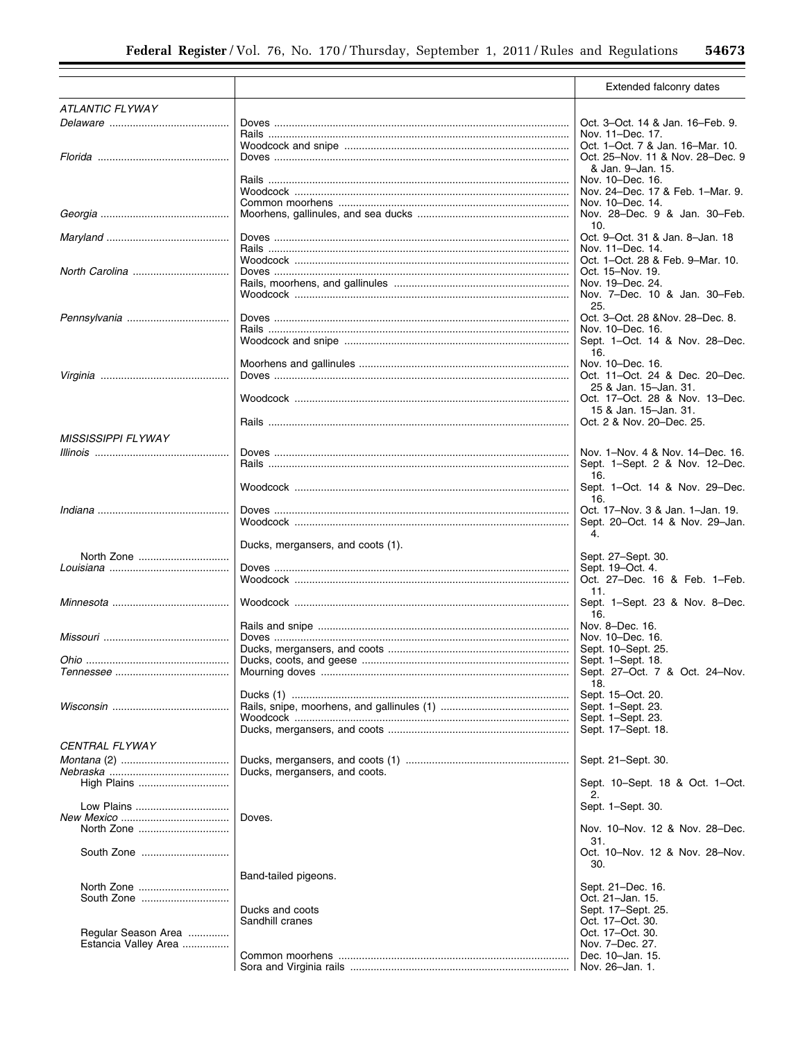| | | Extended falconry dates |
|---|---|---|
| *ATLANTIC FLYWAY* | | |
| *Delaware* | Doves | Oct. 3–Oct. 14 & Jan. 16–Feb. 9. |
| | Rails | Nov. 11–Dec. 17. |
| | Woodcock and snipe | Oct. 1–Oct. 7 & Jan. 16–Mar. 10. |
| *Florida* | Doves | Oct. 25–Nov. 11 & Nov. 28–Dec. 9 & Jan. 9–Jan. 15. |
| | Rails | Nov. 10–Dec. 16. |
| | Woodcock | Nov. 24–Dec. 17 & Feb. 1–Mar. 9. |
| | Common moorhens | Nov. 10–Dec. 14. |
| *Georgia* | Moorhens, gallinules, and sea ducks | Nov. 28–Dec. 9 & Jan. 30–Feb. 10. |
| *Maryland* | Doves | Oct. 9–Oct. 31 & Jan. 8–Jan. 18 |
| | Rails | Nov. 11–Dec. 14. |
| | Woodcock | Oct. 1–Oct. 28 & Feb. 9–Mar. 10. |
| *North Carolina* | Doves | Oct. 15–Nov. 19. |
| | Rails, moorhens, and gallinules | Nov. 19–Dec. 24. |
| | Woodcock | Nov. 7–Dec. 10 & Jan. 30–Feb. 25. |
| *Pennsylvania* | Doves | Oct. 3–Oct. 28 &Nov. 28–Dec. 8. |
| | Rails | Nov. 10–Dec. 16. |
| | Woodcock and snipe | Sept. 1–Oct. 14 & Nov. 28–Dec. 16. |
| | Moorhens and gallinules | Nov. 10–Dec. 16. |
| *Virginia* | Doves | Oct. 11–Oct. 24 & Dec. 20–Dec. 25 & Jan. 15–Jan. 31. |
| | Woodcock | Oct. 17–Oct. 28 & Nov. 13–Dec. 15 & Jan. 15–Jan. 31. |
| | Rails | Oct. 2 & Nov. 20–Dec. 25. |
| *MISSISSIPPI FLYWAY* | | |
| *Illinois* | Doves | Nov. 1–Nov. 4 & Nov. 14–Dec. 16. |
| | Rails | Sept. 1–Sept. 2 & Nov. 12–Dec. 16. |
| | Woodcock | Sept. 1–Oct. 14 & Nov. 29–Dec. 16. |
| *Indiana* | Doves | Oct. 17–Nov. 3 & Jan. 1–Jan. 19. |
| | Woodcock | Sept. 20–Oct. 14 & Nov. 29–Jan. 4. |
| | Ducks, mergansers, and coots (1). | |
| North Zone | | Sept. 27–Sept. 30. |
| *Louisiana* | Doves | Sept. 19–Oct. 4. |
| | Woodcock | Oct. 27–Dec. 16 & Feb. 1–Feb. 11. |
| *Minnesota* | Woodcock | Sept. 1–Sept. 23 & Nov. 8–Dec. 16. |
| | Rails and snipe | Nov. 8–Dec. 16. |
| *Missouri* | Doves | Nov. 10–Dec. 16. |
| | Ducks, mergansers, and coots | Sept. 10–Sept. 25. |
| *Ohio* | Ducks, coots, and geese | Sept. 1–Sept. 18. |
| *Tennessee* | Mourning doves | Sept. 27–Oct. 7 & Oct. 24–Nov. 18. |
| | Ducks (1) | Sept. 15–Oct. 20. |
| *Wisconsin* | Rails, snipe, moorhens, and gallinules (1) | Sept. 1–Sept. 23. |
| | Woodcock | Sept. 1–Sept. 23. |
| | Ducks, mergansers, and coots | Sept. 17–Sept. 18. |
| *CENTRAL FLYWAY* | | |
| *Montana* (2) | Ducks, mergansers, and coots (1) | Sept. 21–Sept. 30. |
| *Nebraska* | Ducks, mergansers, and coots. | |
| High Plains | | Sept. 10–Sept. 18 & Oct. 1–Oct. 2. |
| Low Plains | | Sept. 1–Sept. 30. |
| *New Mexico* | Doves. | |
| North Zone | | Nov. 10–Nov. 12 & Nov. 28–Dec. 31. |
| South Zone | | Oct. 10–Nov. 12 & Nov. 28–Nov. 30. |
| | Band-tailed pigeons. | |
| North Zone | | Sept. 21–Dec. 16. |
| South Zone | | Oct. 21–Jan. 15. |
| | Ducks and coots | Sept. 17–Sept. 25. |
| | Sandhill cranes | Oct. 17–Oct. 30. |
| Regular Season Area | | Oct. 17–Oct. 30. |
| Estancia Valley Area | | Nov. 7–Dec. 27. |
| | Common moorhens | Dec. 10–Jan. 15. |
| | Sora and Virginia rails | Nov. 26–Jan. 1. |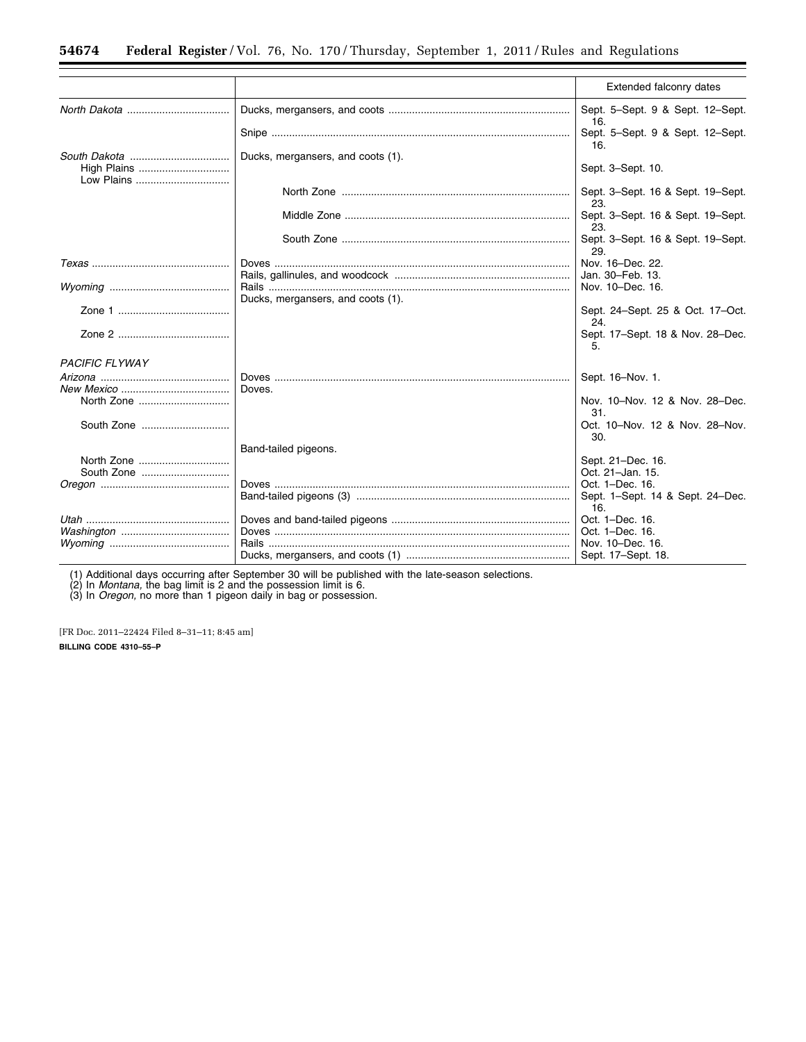| | | Extended falconry dates |
|---|---|---|
| *North Dakota* | Ducks, mergansers, and coots | Sept. 5–Sept. 9 & Sept. 12–Sept. 16. |
| | Snipe | Sept. 5–Sept. 9 & Sept. 12–Sept. 16. |
| *South Dakota* | Ducks, mergansers, and coots (1). | |
| High Plains | | Sept. 3–Sept. 10. |
| Low Plains | | |
| | North Zone | Sept. 3–Sept. 16 & Sept. 19–Sept. 23. |
| | Middle Zone | Sept. 3–Sept. 16 & Sept. 19–Sept. 23. |
| | South Zone | Sept. 3–Sept. 16 & Sept. 19–Sept. 29. |
| *Texas* | Doves | Nov. 16–Dec. 22. |
| | Rails, gallinules, and woodcock | Jan. 30–Feb. 13. |
| *Wyoming* | Rails | Nov. 10–Dec. 16. |
| | Ducks, mergansers, and coots (1). | |
| Zone 1 | | Sept. 24–Sept. 25 & Oct. 17–Oct. 24. |
| Zone 2 | | Sept. 17–Sept. 18 & Nov. 28–Dec. 5. |
| *PACIFIC FLYWAY* | | |
| *Arizona* | Doves | Sept. 16–Nov. 1. |
| *New Mexico* | Doves. | |
| North Zone | | Nov. 10–Nov. 12 & Nov. 28–Dec. 31. |
| South Zone | | Oct. 10–Nov. 12 & Nov. 28–Nov. 30. |
| | Band-tailed pigeons. | |
| North Zone | | Sept. 21–Dec. 16. |
| South Zone | | Oct. 21–Jan. 15. |
| *Oregon* | Doves | Oct. 1–Dec. 16. |
| | Band-tailed pigeons (3) | Sept. 1–Sept. 14 & Sept. 24–Dec. 16. |
| *Utah* | Doves and band-tailed pigeons | Oct. 1–Dec. 16. |
| *Washington* | Doves | Oct. 1–Dec. 16. |
| *Wyoming* | Rails | Nov. 10–Dec. 16. |
| | Ducks, mergansers, and coots (1) | Sept. 17–Sept. 18. |

(1) Additional days occurring after September 30 will be published with the late-season selections.
(2) In *Montana,* the bag limit is 2 and the possession limit is 6.
(3) In *Oregon,* no more than 1 pigeon daily in bag or possession.

[FR Doc. 2011–22424 Filed 8–31–11; 8:45 am]

**BILLING CODE 4310–55–P**